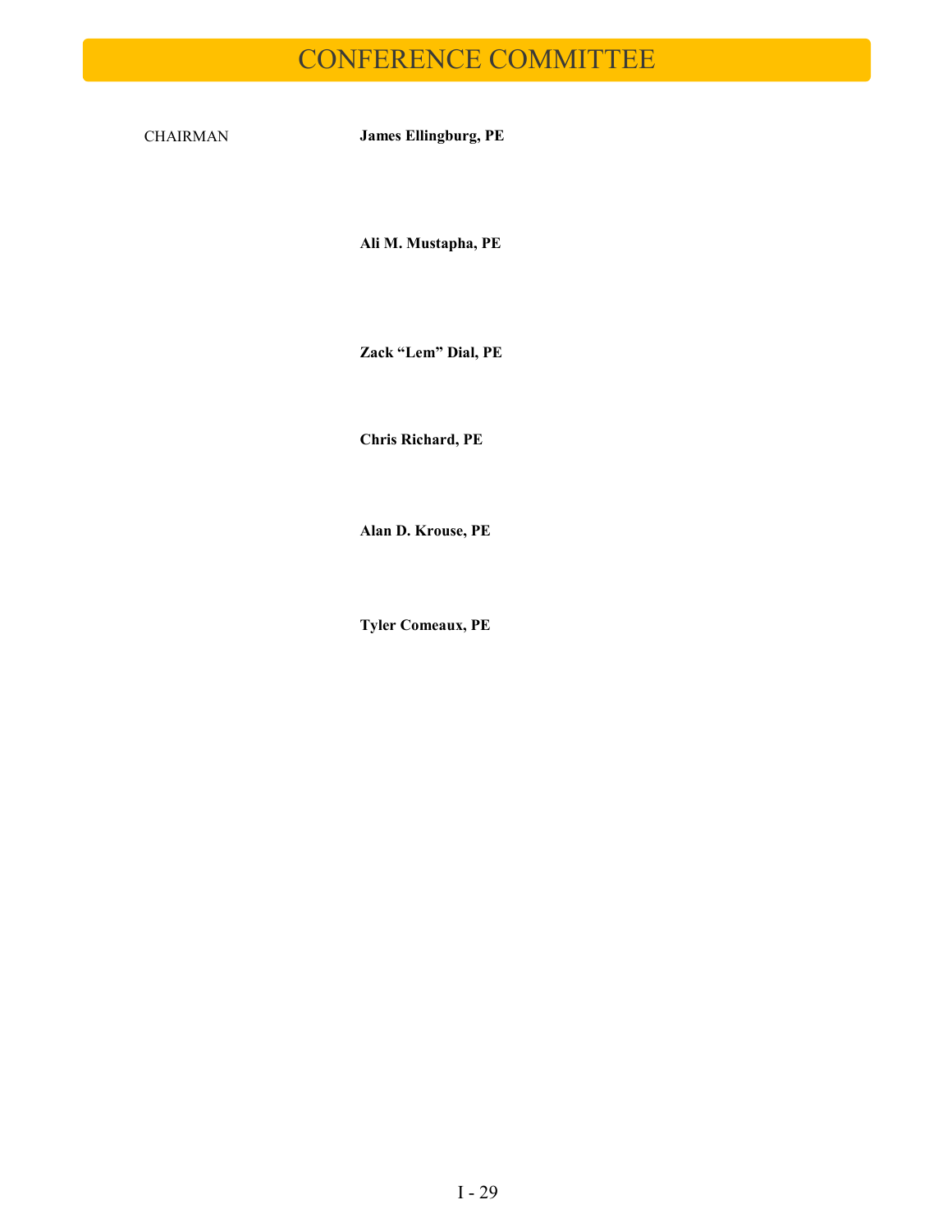# CONFERENCE COMMITTEE

CHAIRMAN **James Ellingburg, PE**

**Ali M. Mustapha, PE**

**Zack “Lem” Dial, PE**

**Chris Richard, PE**

**Alan D. Krouse, PE**

**Tyler Comeaux, PE**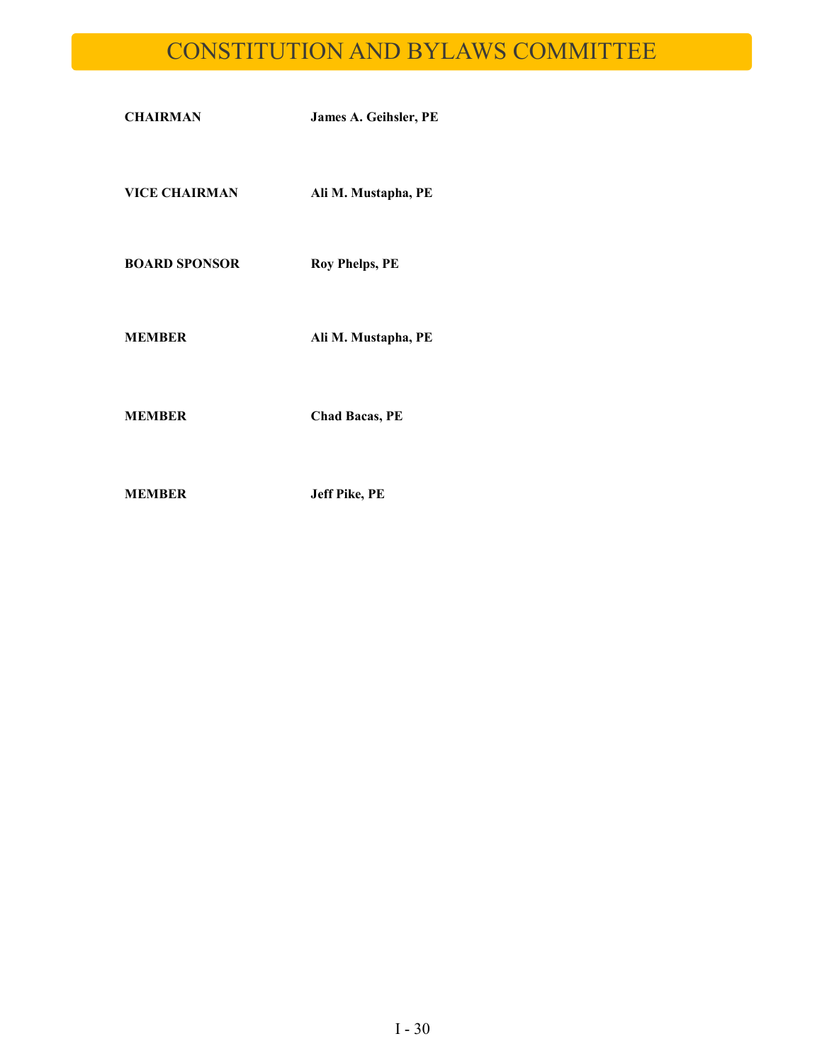# CONSTITUTION AND BYLAWS COMMITTEE

| | |
|---|---|
| **CHAIRMAN** | **James A. Geihsler, PE** |
| **VICE CHAIRMAN** | **Ali M. Mustapha, PE** |
| **BOARD SPONSOR** | **Roy Phelps, PE** |
| **MEMBER** | **Ali M. Mustapha, PE** |
| **MEMBER** | **Chad Bacas, PE** |
| **MEMBER** | **Jeff Pike, PE** |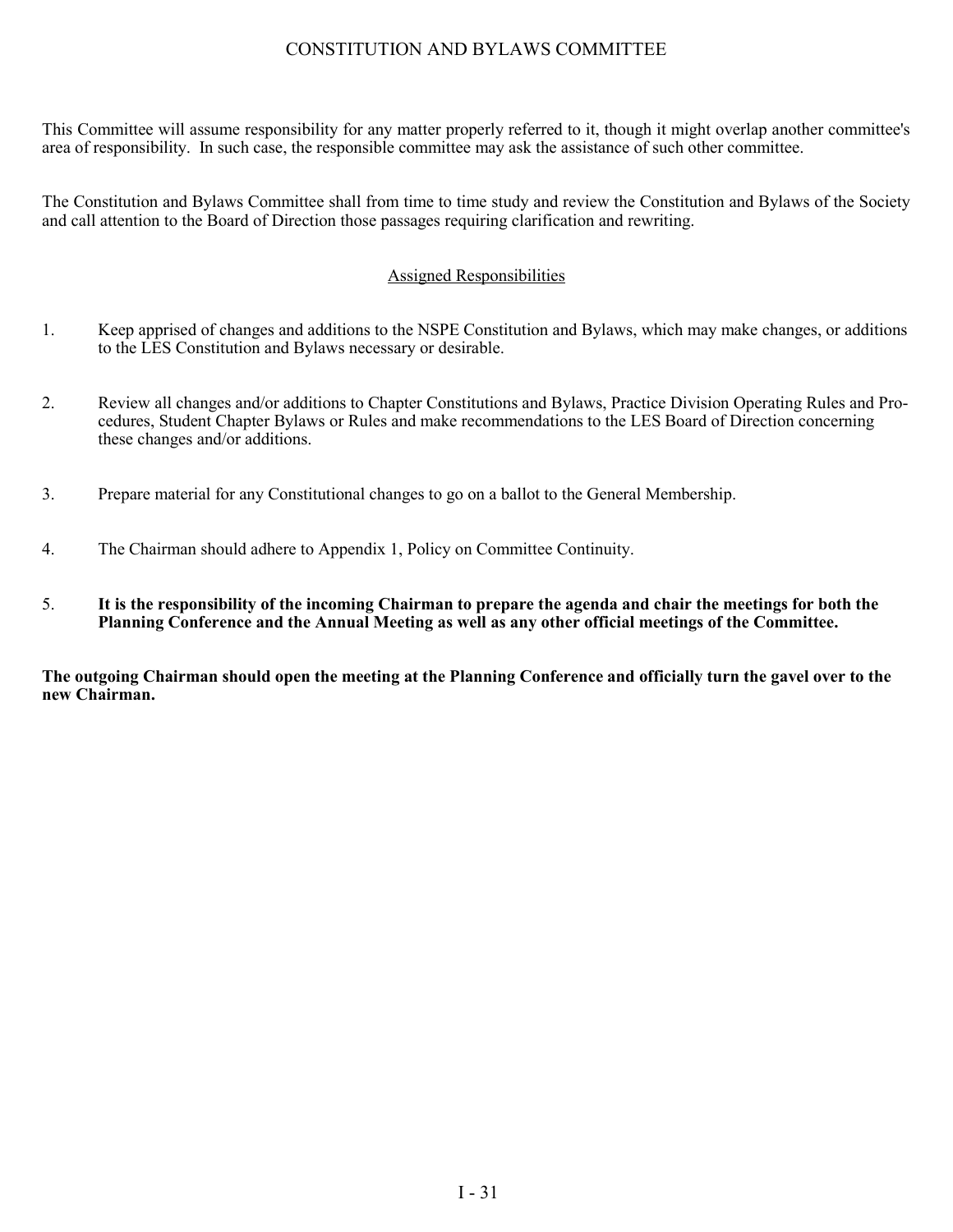# CONSTITUTION AND BYLAWS COMMITTEE

This Committee will assume responsibility for any matter properly referred to it, though it might overlap another committee's area of responsibility. In such case, the responsible committee may ask the assistance of such other committee.

The Constitution and Bylaws Committee shall from time to time study and review the Constitution and Bylaws of the Society and call attention to the Board of Direction those passages requiring clarification and rewriting.

## Assigned Responsibilities

1. Keep apprised of changes and additions to the NSPE Constitution and Bylaws, which may make changes, or additions to the LES Constitution and Bylaws necessary or desirable.

2. Review all changes and/or additions to Chapter Constitutions and Bylaws, Practice Division Operating Rules and Procedures, Student Chapter Bylaws or Rules and make recommendations to the LES Board of Direction concerning these changes and/or additions.

3. Prepare material for any Constitutional changes to go on a ballot to the General Membership.

4. The Chairman should adhere to Appendix 1, Policy on Committee Continuity.

5. **It is the responsibility of the incoming Chairman to prepare the agenda and chair the meetings for both the Planning Conference and the Annual Meeting as well as any other official meetings of the Committee.**

**The outgoing Chairman should open the meeting at the Planning Conference and officially turn the gavel over to the new Chairman.**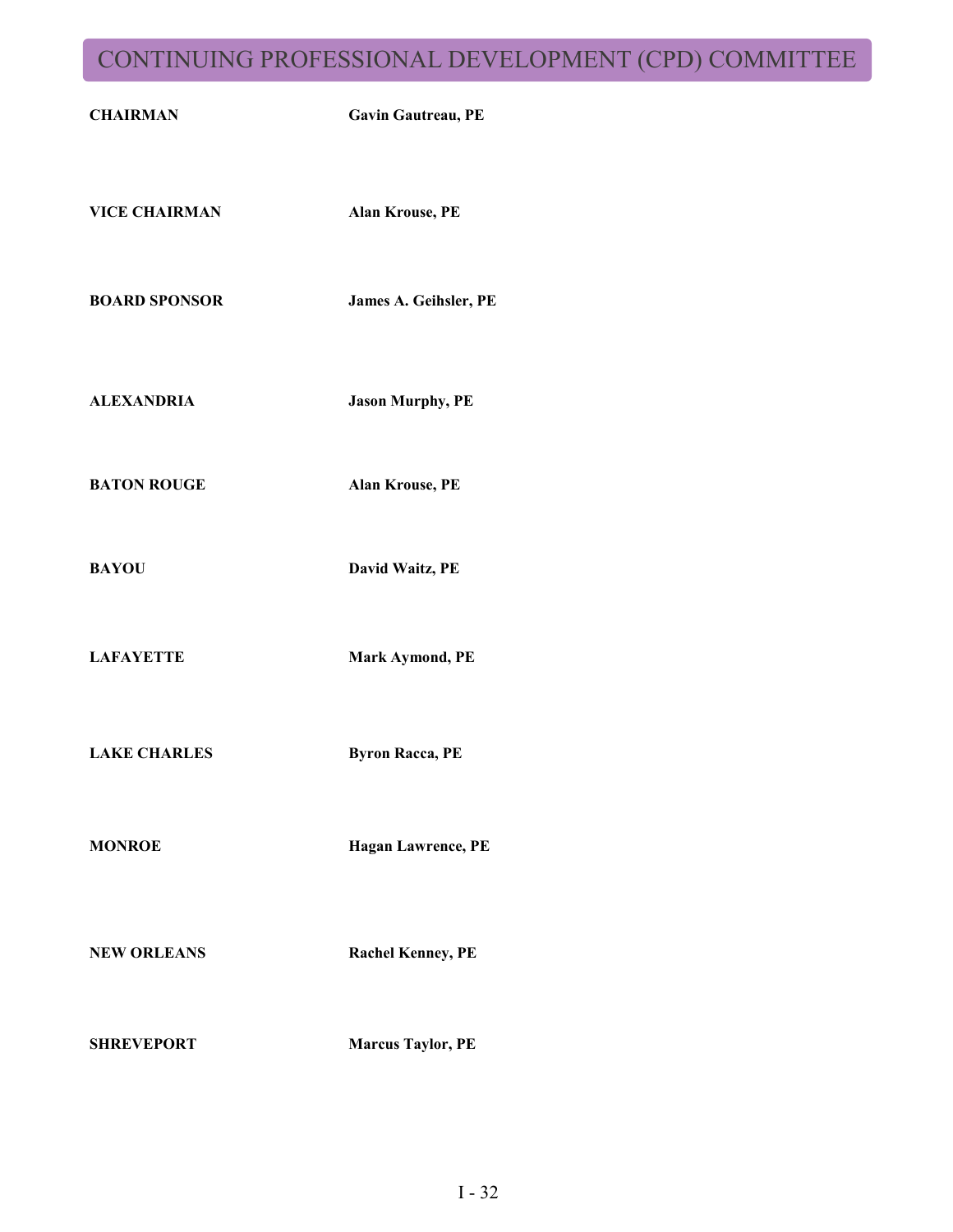# CONTINUING PROFESSIONAL DEVELOPMENT (CPD) COMMITTEE

| | |
|---|---|
| **CHAIRMAN** | **Gavin Gautreau, PE** |
| **VICE CHAIRMAN** | **Alan Krouse, PE** |
| **BOARD SPONSOR** | **James A. Geihsler, PE** |
| **ALEXANDRIA** | **Jason Murphy, PE** |
| **BATON ROUGE** | **Alan Krouse, PE** |
| **BAYOU** | **David Waitz, PE** |
| **LAFAYETTE** | **Mark Aymond, PE** |
| **LAKE CHARLES** | **Byron Racca, PE** |
| **MONROE** | **Hagan Lawrence, PE** |
| **NEW ORLEANS** | **Rachel Kenney, PE** |
| **SHREVEPORT** | **Marcus Taylor, PE** |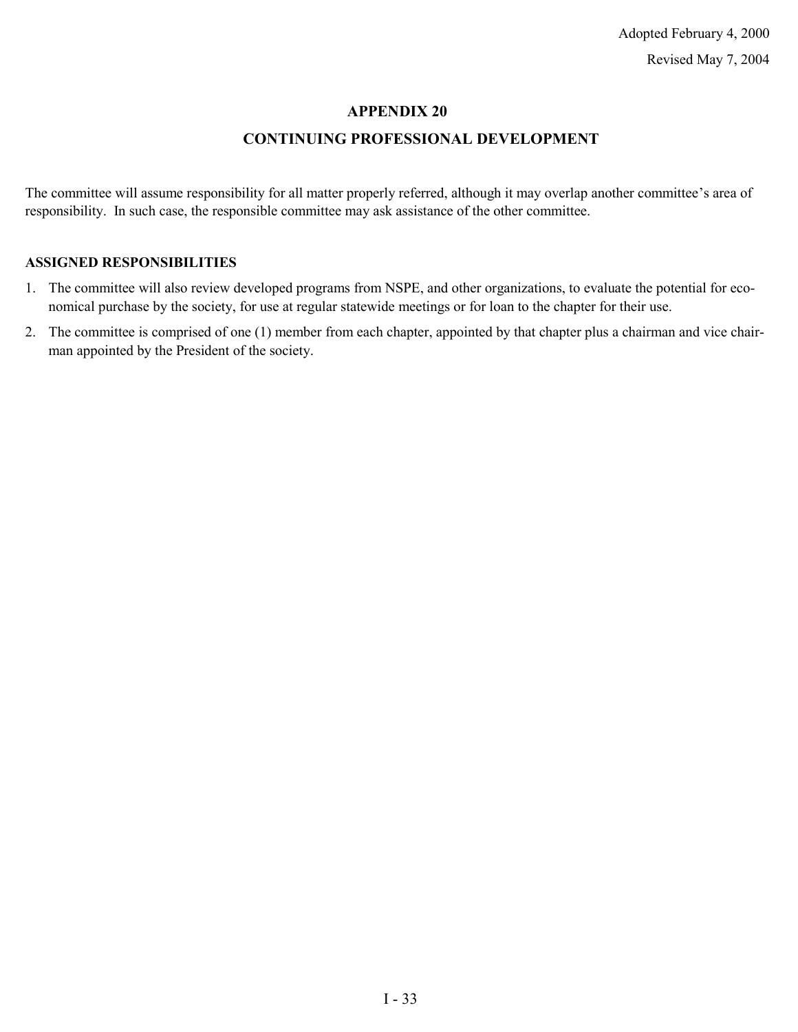Adopted February 4, 2000

Revised May 7, 2004

# APPENDIX 20

## CONTINUING PROFESSIONAL DEVELOPMENT

The committee will assume responsibility for all matter properly referred, although it may overlap another committee's area of responsibility. In such case, the responsible committee may ask assistance of the other committee.

**ASSIGNED RESPONSIBILITIES**

1. The committee will also review developed programs from NSPE, and other organizations, to evaluate the potential for economical purchase by the society, for use at regular statewide meetings or for loan to the chapter for their use.
2. The committee is comprised of one (1) member from each chapter, appointed by that chapter plus a chairman and vice chairman appointed by the President of the society.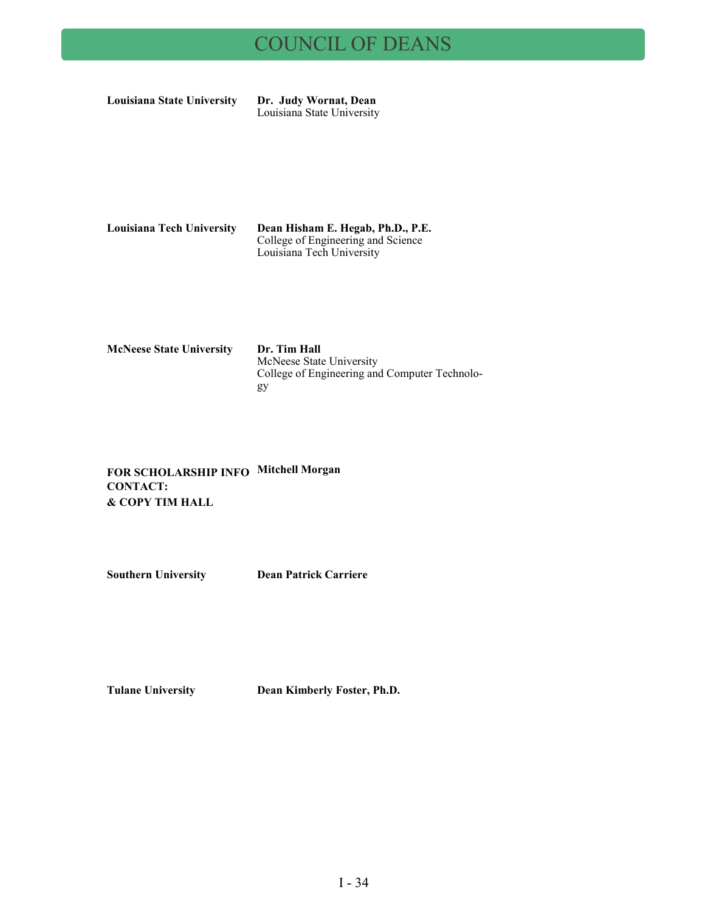# COUNCIL OF DEANS

| | |
|---|---|
| **Louisiana State University** | **Dr. Judy Wornat, Dean**<br>Louisiana State University |
| **Louisiana Tech University** | **Dean Hisham E. Hegab, Ph.D., P.E.**<br>College of Engineering and Science<br>Louisiana Tech University |
| **McNeese State University** | **Dr. Tim Hall**<br>McNeese State University<br>College of Engineering and Computer Technology |
| **FOR SCHOLARSHIP INFO CONTACT: & COPY TIM HALL** | **Mitchell Morgan** |
| **Southern University** | **Dean Patrick Carriere** |
| **Tulane University** | **Dean Kimberly Foster, Ph.D.** |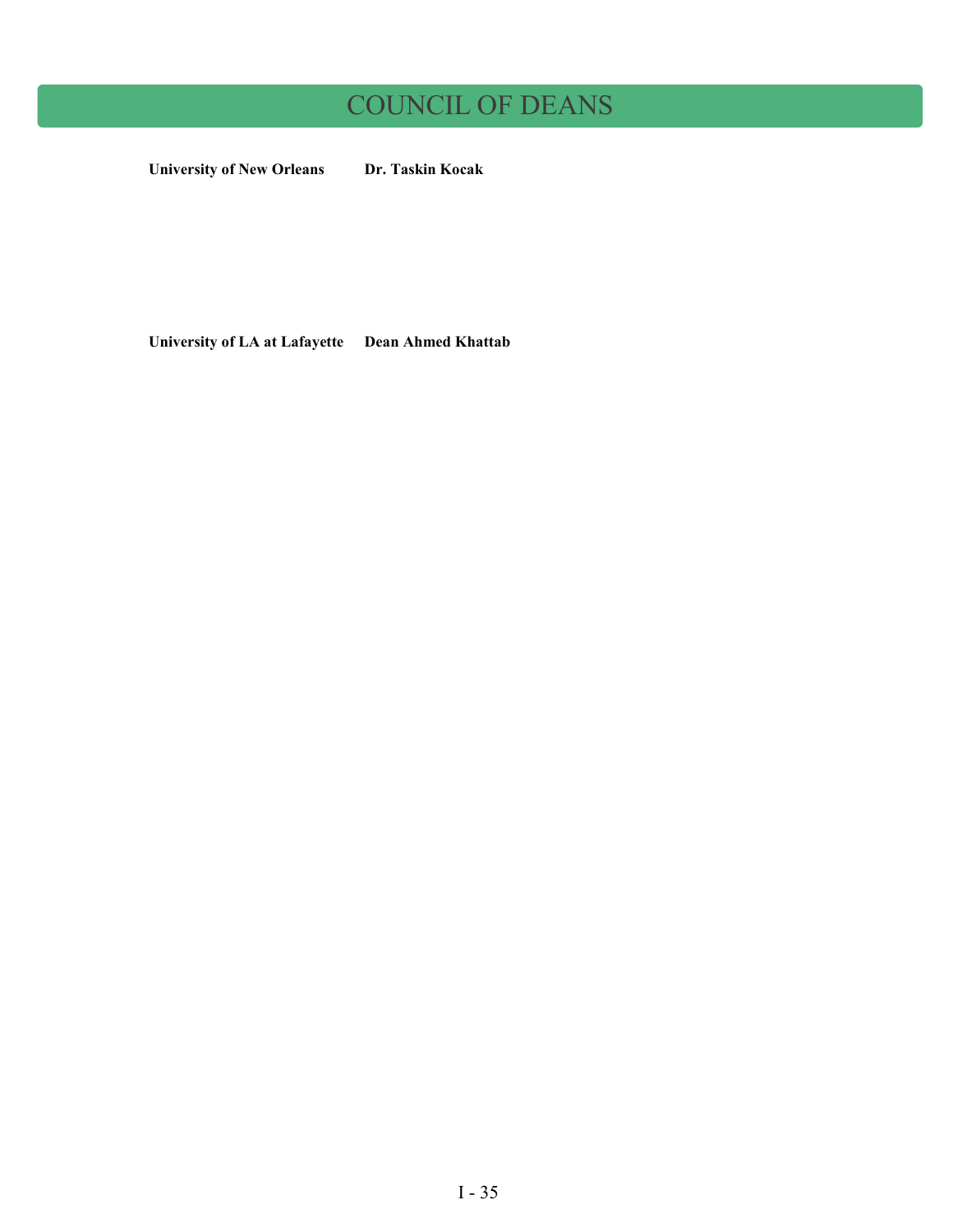# COUNCIL OF DEANS

**University of New Orleans** **Dr. Taskin Kocak**

**University of LA at Lafayette** **Dean Ahmed Khattab**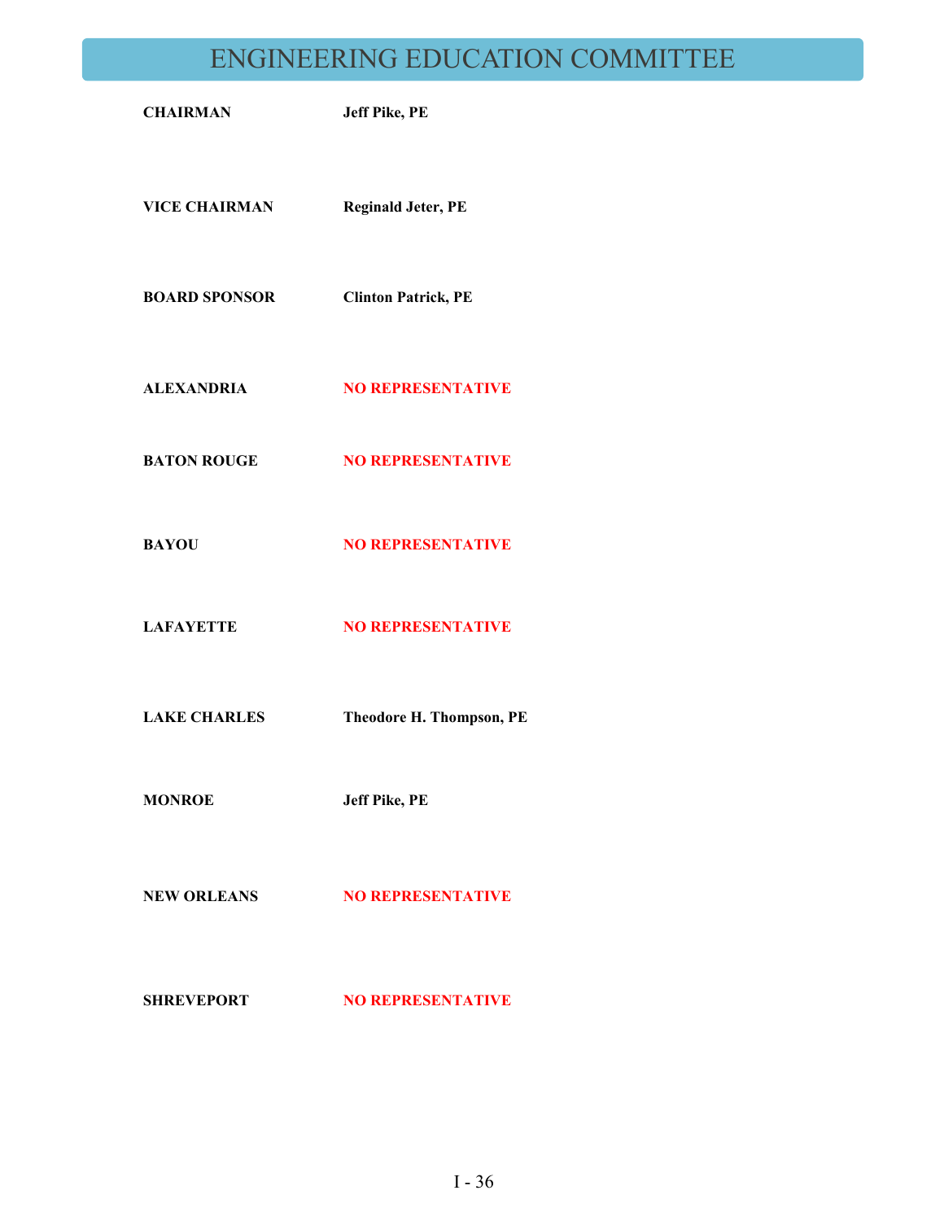# ENGINEERING EDUCATION COMMITTEE

| | |
|---|---|
| **CHAIRMAN** | **Jeff Pike, PE** |
| **VICE CHAIRMAN** | **Reginald Jeter, PE** |
| **BOARD SPONSOR** | **Clinton Patrick, PE** |
| **ALEXANDRIA** | **NO REPRESENTATIVE** |
| **BATON ROUGE** | **NO REPRESENTATIVE** |
| **BAYOU** | **NO REPRESENTATIVE** |
| **LAFAYETTE** | **NO REPRESENTATIVE** |
| **LAKE CHARLES** | **Theodore H. Thompson, PE** |
| **MONROE** | **Jeff Pike, PE** |
| **NEW ORLEANS** | **NO REPRESENTATIVE** |
| **SHREVEPORT** | **NO REPRESENTATIVE** |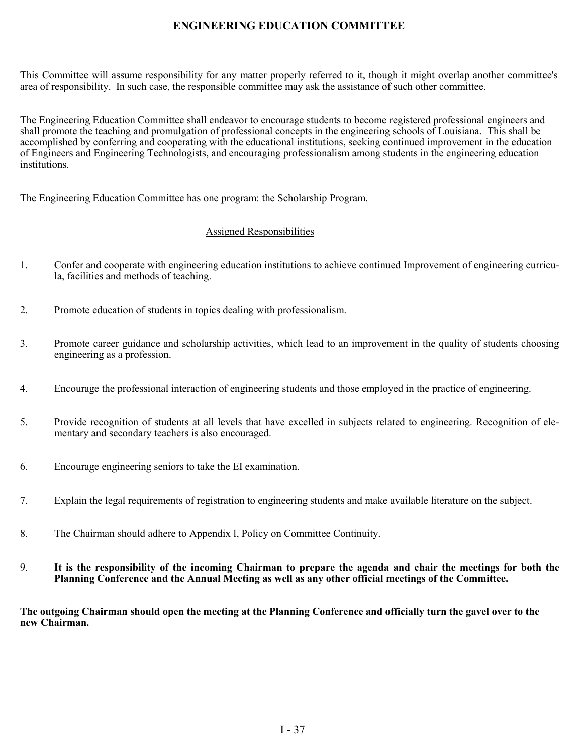# ENGINEERING EDUCATION COMMITTEE

This Committee will assume responsibility for any matter properly referred to it, though it might overlap another committee's area of responsibility. In such case, the responsible committee may ask the assistance of such other committee.

The Engineering Education Committee shall endeavor to encourage students to become registered professional engineers and shall promote the teaching and promulgation of professional concepts in the engineering schools of Louisiana. This shall be accomplished by conferring and cooperating with the educational institutions, seeking continued improvement in the education of Engineers and Engineering Technologists, and encouraging professionalism among students in the engineering education institutions.

The Engineering Education Committee has one program: the Scholarship Program.

## Assigned Responsibilities

1. Confer and cooperate with engineering education institutions to achieve continued Improvement of engineering curricula, facilities and methods of teaching.

2. Promote education of students in topics dealing with professionalism.

3. Promote career guidance and scholarship activities, which lead to an improvement in the quality of students choosing engineering as a profession.

4. Encourage the professional interaction of engineering students and those employed in the practice of engineering.

5. Provide recognition of students at all levels that have excelled in subjects related to engineering. Recognition of elementary and secondary teachers is also encouraged.

6. Encourage engineering seniors to take the EI examination.

7. Explain the legal requirements of registration to engineering students and make available literature on the subject.

8. The Chairman should adhere to Appendix l, Policy on Committee Continuity.

9. **It is the responsibility of the incoming Chairman to prepare the agenda and chair the meetings for both the Planning Conference and the Annual Meeting as well as any other official meetings of the Committee.**

**The outgoing Chairman should open the meeting at the Planning Conference and officially turn the gavel over to the new Chairman.**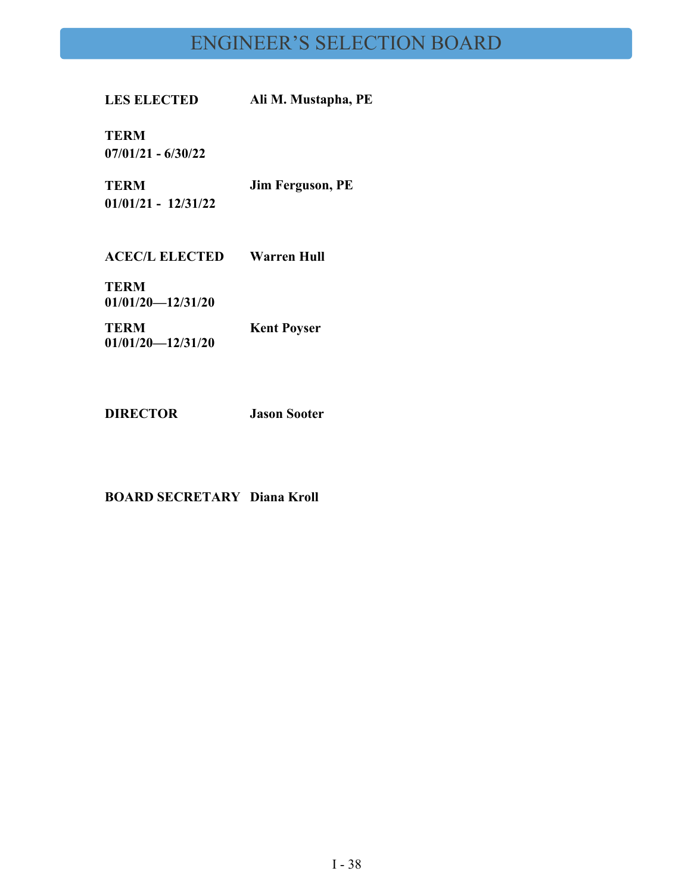# ENGINEER'S SELECTION BOARD

**LES ELECTED** **Ali M. Mustapha, PE**

**TERM**
**07/01/21 - 6/30/22**

**TERM** **Jim Ferguson, PE**
**01/01/21 - 12/31/22**

**ACEC/L ELECTED** **Warren Hull**

**TERM**
**01/01/20—12/31/20**

**TERM** **Kent Poyser**
**01/01/20—12/31/20**

**DIRECTOR** **Jason Sooter**

**BOARD SECRETARY** **Diana Kroll**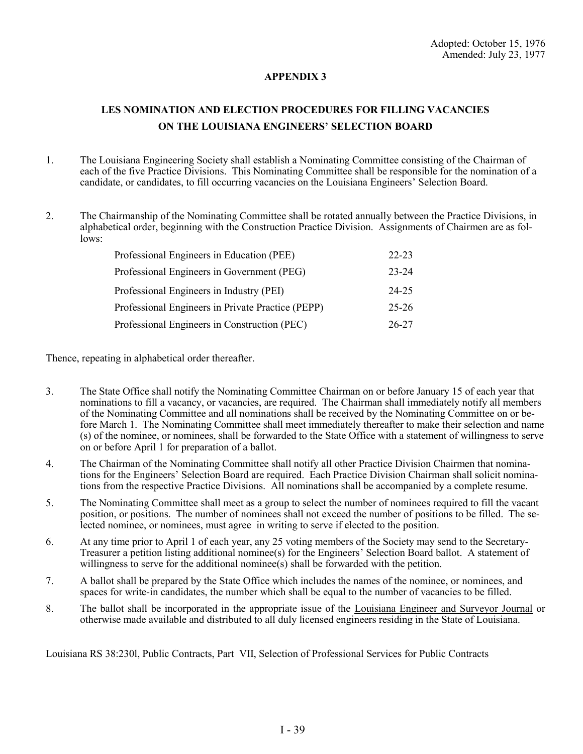Adopted: October 15, 1976
Amended: July 23, 1977

## APPENDIX 3

## LES NOMINATION AND ELECTION PROCEDURES FOR FILLING VACANCIES ON THE LOUISIANA ENGINEERS' SELECTION BOARD

1. The Louisiana Engineering Society shall establish a Nominating Committee consisting of the Chairman of each of the five Practice Divisions. This Nominating Committee shall be responsible for the nomination of a candidate, or candidates, to fill occurring vacancies on the Louisiana Engineers' Selection Board.

2. The Chairmanship of the Nominating Committee shall be rotated annually between the Practice Divisions, in alphabetical order, beginning with the Construction Practice Division. Assignments of Chairmen are as follows:

| | |
|---|---|
| Professional Engineers in Education (PEE) | 22-23 |
| Professional Engineers in Government (PEG) | 23-24 |
| Professional Engineers in Industry (PEI) | 24-25 |
| Professional Engineers in Private Practice (PEPP) | 25-26 |
| Professional Engineers in Construction (PEC) | 26-27 |

Thence, repeating in alphabetical order thereafter.

3. The State Office shall notify the Nominating Committee Chairman on or before January 15 of each year that nominations to fill a vacancy, or vacancies, are required. The Chairman shall immediately notify all members of the Nominating Committee and all nominations shall be received by the Nominating Committee on or before March 1. The Nominating Committee shall meet immediately thereafter to make their selection and name (s) of the nominee, or nominees, shall be forwarded to the State Office with a statement of willingness to serve on or before April 1 for preparation of a ballot.
4. The Chairman of the Nominating Committee shall notify all other Practice Division Chairmen that nominations for the Engineers' Selection Board are required. Each Practice Division Chairman shall solicit nominations from the respective Practice Divisions. All nominations shall be accompanied by a complete resume.
5. The Nominating Committee shall meet as a group to select the number of nominees required to fill the vacant position, or positions. The number of nominees shall not exceed the number of positions to be filled. The selected nominee, or nominees, must agree in writing to serve if elected to the position.
6. At any time prior to April 1 of each year, any 25 voting members of the Society may send to the Secretary-Treasurer a petition listing additional nominee(s) for the Engineers' Selection Board ballot. A statement of willingness to serve for the additional nominee(s) shall be forwarded with the petition.
7. A ballot shall be prepared by the State Office which includes the names of the nominee, or nominees, and spaces for write-in candidates, the number which shall be equal to the number of vacancies to be filled.
8. The ballot shall be incorporated in the appropriate issue of the Louisiana Engineer and Surveyor Journal or otherwise made available and distributed to all duly licensed engineers residing in the State of Louisiana.

Louisiana RS 38:230l, Public Contracts, Part VII, Selection of Professional Services for Public Contracts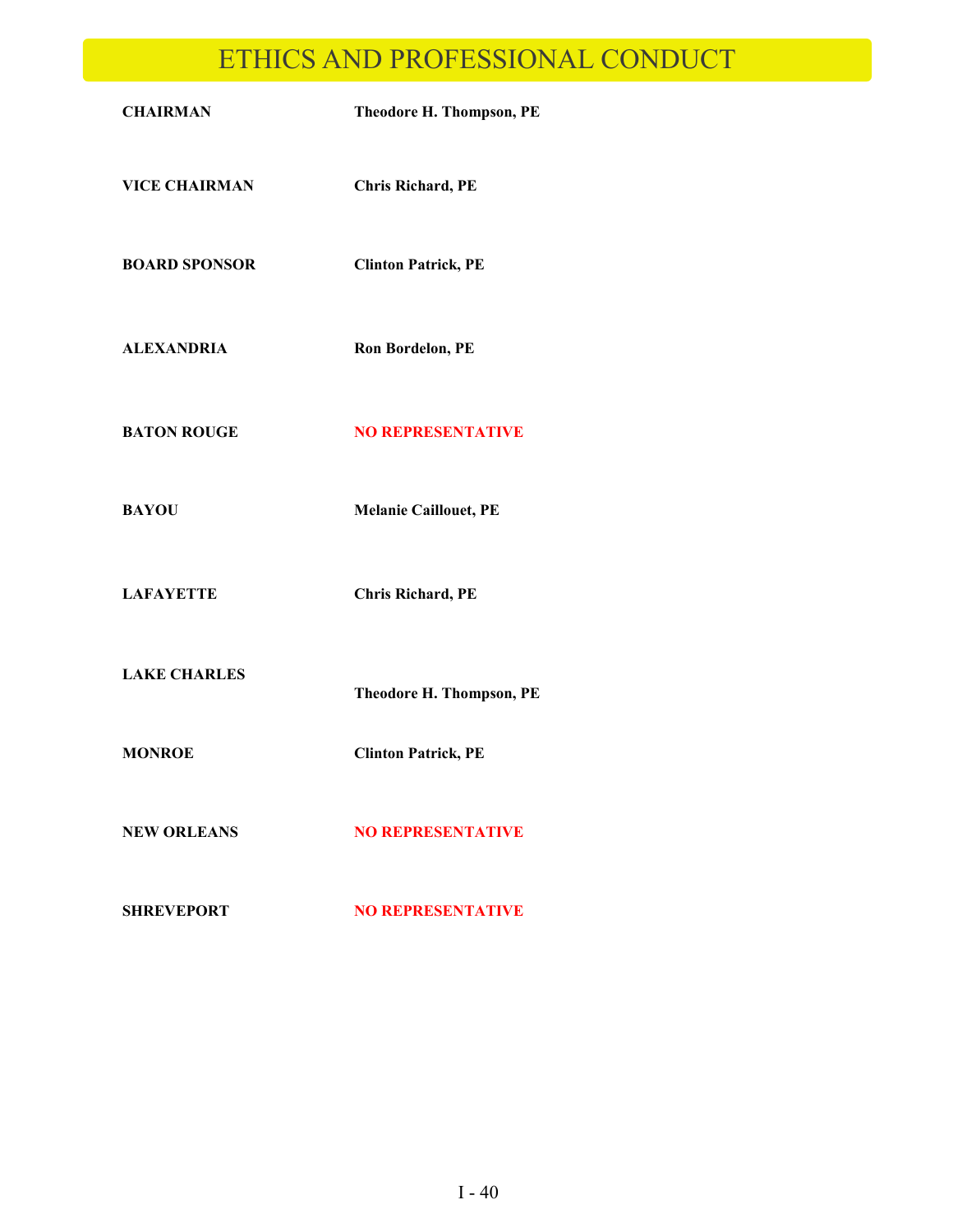# ETHICS AND PROFESSIONAL CONDUCT

| | |
|---|---|
| **CHAIRMAN** | **Theodore H. Thompson, PE** |
| **VICE CHAIRMAN** | **Chris Richard, PE** |
| **BOARD SPONSOR** | **Clinton Patrick, PE** |
| **ALEXANDRIA** | **Ron Bordelon, PE** |
| **BATON ROUGE** | **NO REPRESENTATIVE** |
| **BAYOU** | **Melanie Caillouet, PE** |
| **LAFAYETTE** | **Chris Richard, PE** |
| **LAKE CHARLES** | **Theodore H. Thompson, PE** |
| **MONROE** | **Clinton Patrick, PE** |
| **NEW ORLEANS** | **NO REPRESENTATIVE** |
| **SHREVEPORT** | **NO REPRESENTATIVE** |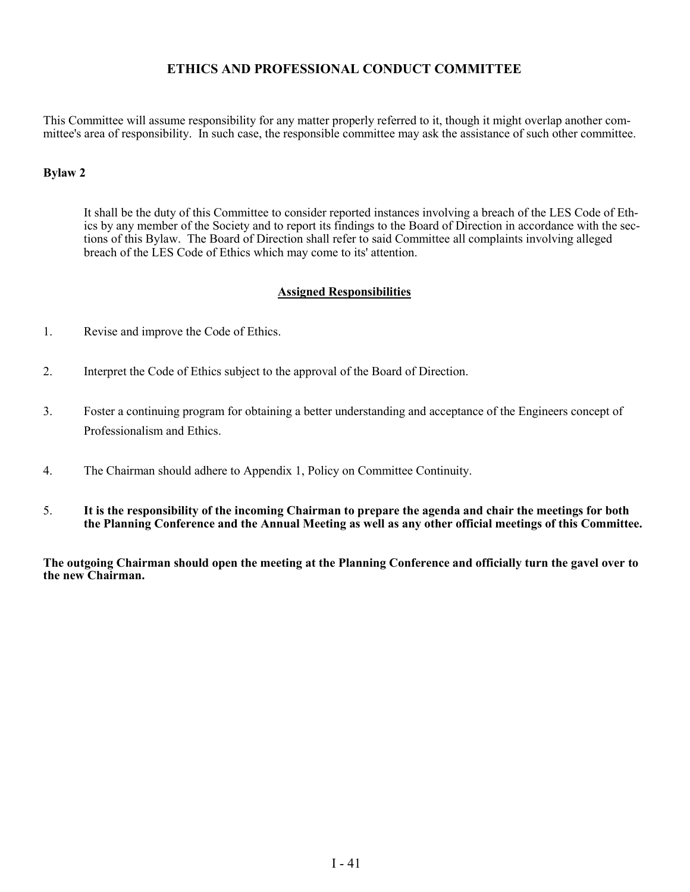# ETHICS AND PROFESSIONAL CONDUCT COMMITTEE

This Committee will assume responsibility for any matter properly referred to it, though it might overlap another committee's area of responsibility. In such case, the responsible committee may ask the assistance of such other committee.

**Bylaw 2**

It shall be the duty of this Committee to consider reported instances involving a breach of the LES Code of Ethics by any member of the Society and to report its findings to the Board of Direction in accordance with the sections of this Bylaw. The Board of Direction shall refer to said Committee all complaints involving alleged breach of the LES Code of Ethics which may come to its' attention.

## Assigned Responsibilities

1. Revise and improve the Code of Ethics.

2. Interpret the Code of Ethics subject to the approval of the Board of Direction.

3. Foster a continuing program for obtaining a better understanding and acceptance of the Engineers concept of Professionalism and Ethics.

4. The Chairman should adhere to Appendix 1, Policy on Committee Continuity.

5. **It is the responsibility of the incoming Chairman to prepare the agenda and chair the meetings for both the Planning Conference and the Annual Meeting as well as any other official meetings of this Committee.**

**The outgoing Chairman should open the meeting at the Planning Conference and officially turn the gavel over to the new Chairman.**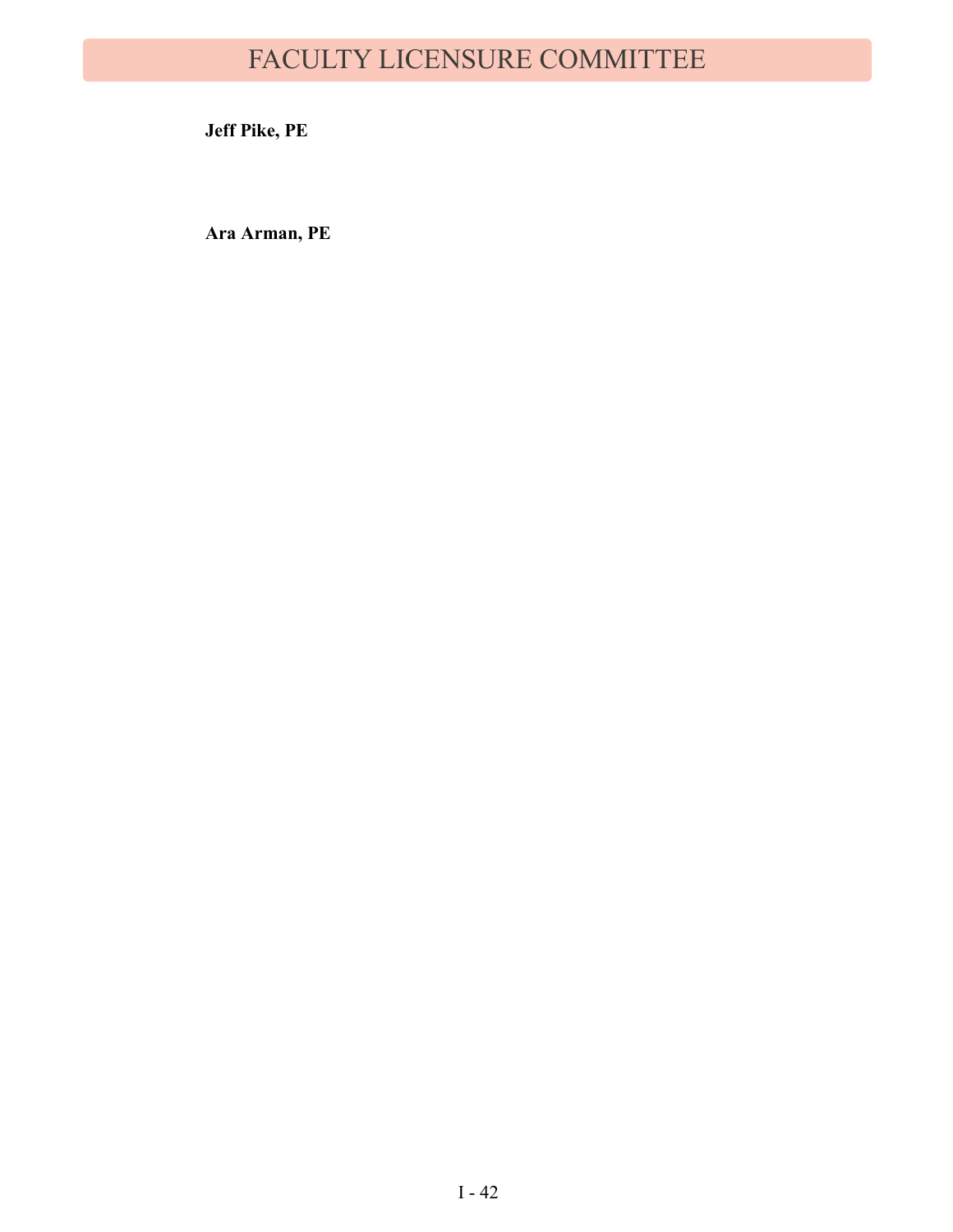# FACULTY LICENSURE COMMITTEE

**Jeff Pike, PE**

**Ara Arman, PE**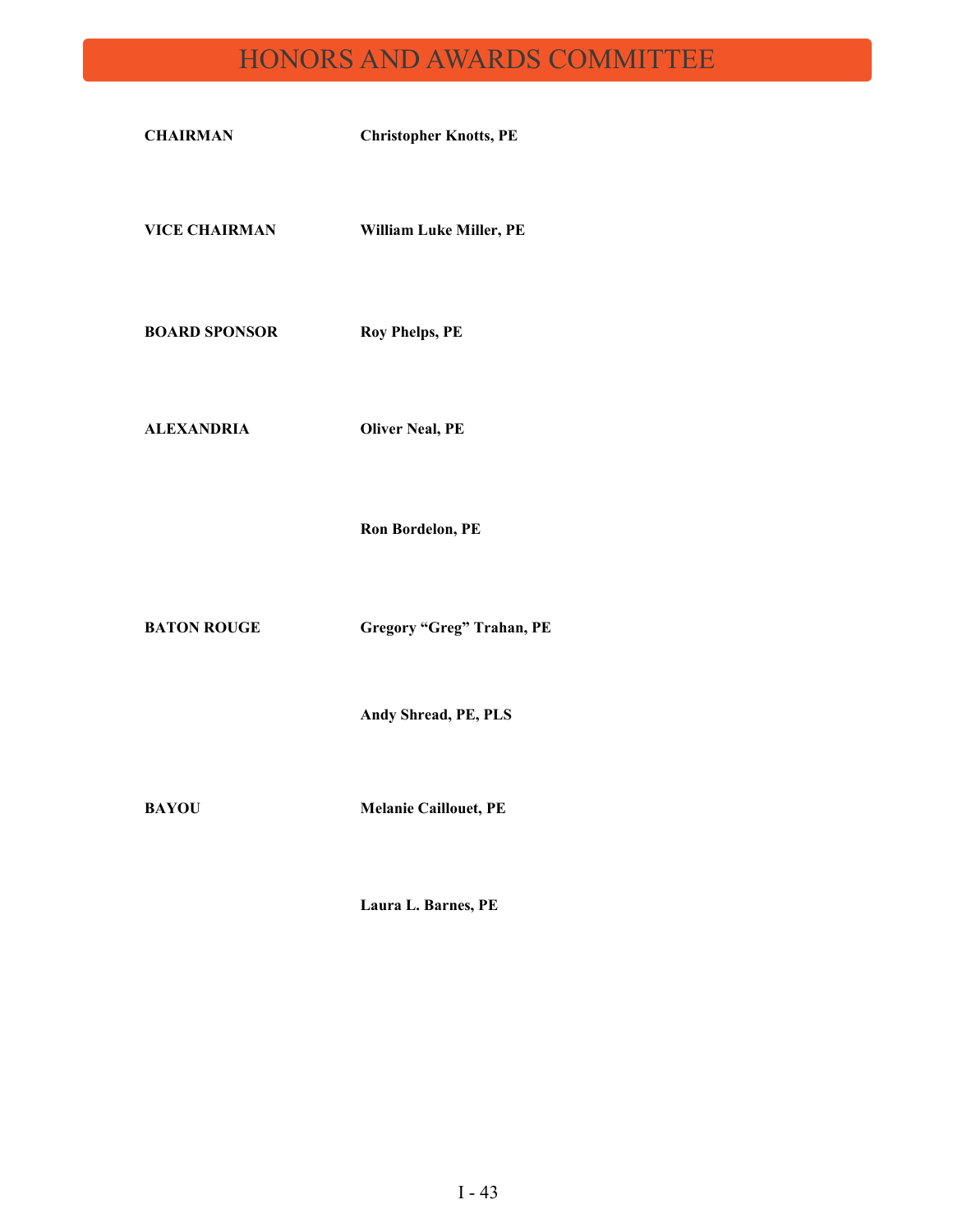# HONORS AND AWARDS COMMITTEE

| | |
|---|---|
| **CHAIRMAN** | **Christopher Knotts, PE** |
| **VICE CHAIRMAN** | **William Luke Miller, PE** |
| **BOARD SPONSOR** | **Roy Phelps, PE** |
| **ALEXANDRIA** | **Oliver Neal, PE** |
| | **Ron Bordelon, PE** |
| **BATON ROUGE** | **Gregory "Greg" Trahan, PE** |
| | **Andy Shread, PE, PLS** |
| **BAYOU** | **Melanie Caillouet, PE** |
| | **Laura L. Barnes, PE** |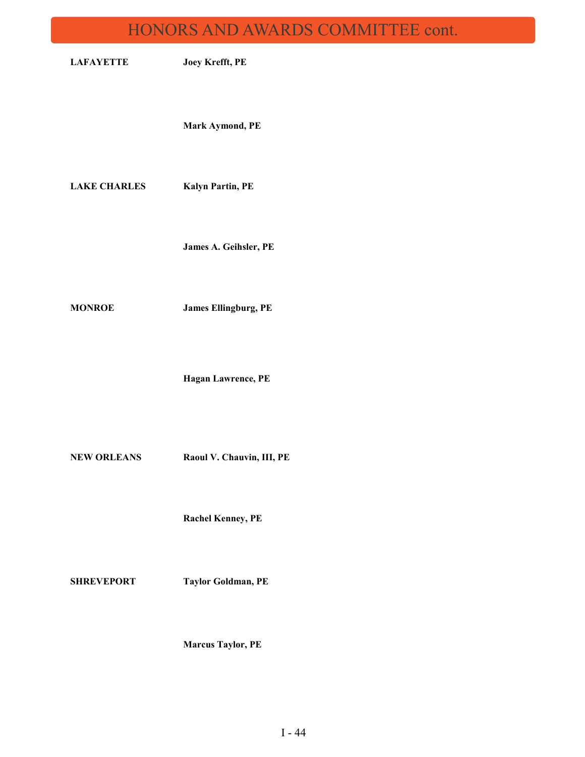# HONORS AND AWARDS COMMITTEE cont.

| | |
|---|---|
| **LAFAYETTE** | **Joey Krefft, PE** |
| | **Mark Aymond, PE** |
| **LAKE CHARLES** | **Kalyn Partin, PE** |
| | **James A. Geihsler, PE** |
| **MONROE** | **James Ellingburg, PE** |
| | **Hagan Lawrence, PE** |
| **NEW ORLEANS** | **Raoul V. Chauvin, III, PE** |
| | **Rachel Kenney, PE** |
| **SHREVEPORT** | **Taylor Goldman, PE** |
| | **Marcus Taylor, PE** |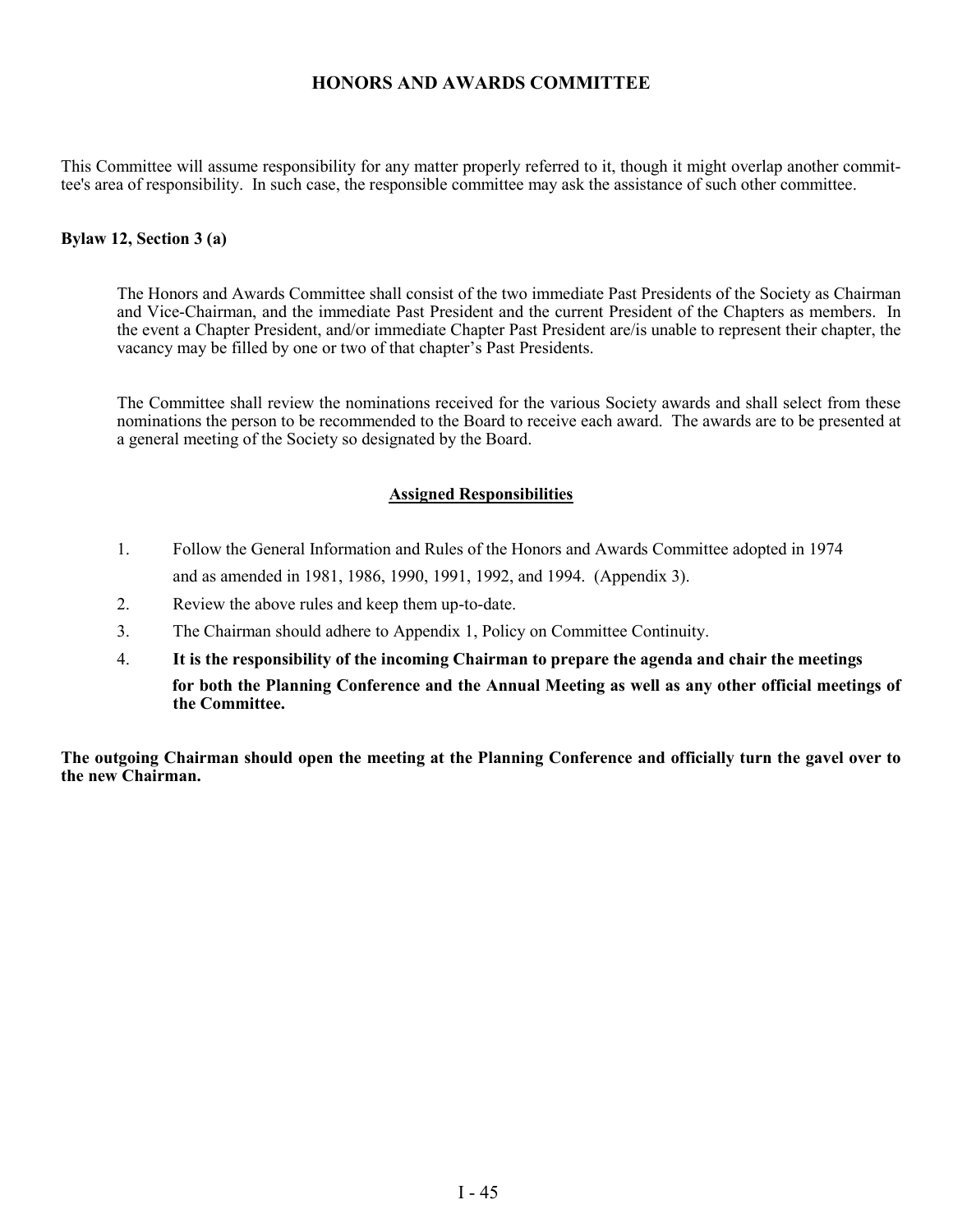# HONORS AND AWARDS COMMITTEE

This Committee will assume responsibility for any matter properly referred to it, though it might overlap another committee's area of responsibility. In such case, the responsible committee may ask the assistance of such other committee.

**Bylaw 12, Section 3 (a)**

> The Honors and Awards Committee shall consist of the two immediate Past Presidents of the Society as Chairman and Vice-Chairman, and the immediate Past President and the current President of the Chapters as members. In the event a Chapter President, and/or immediate Chapter Past President are/is unable to represent their chapter, the vacancy may be filled by one or two of that chapter's Past Presidents.
>
> The Committee shall review the nominations received for the various Society awards and shall select from these nominations the person to be recommended to the Board to receive each award. The awards are to be presented at a general meeting of the Society so designated by the Board.

## Assigned Responsibilities

1. Follow the General Information and Rules of the Honors and Awards Committee adopted in 1974 and as amended in 1981, 1986, 1990, 1991, 1992, and 1994. (Appendix 3).
2. Review the above rules and keep them up-to-date.
3. The Chairman should adhere to Appendix 1, Policy on Committee Continuity.
4. **It is the responsibility of the incoming Chairman to prepare the agenda and chair the meetings for both the Planning Conference and the Annual Meeting as well as any other official meetings of the Committee.**

**The outgoing Chairman should open the meeting at the Planning Conference and officially turn the gavel over to the new Chairman.**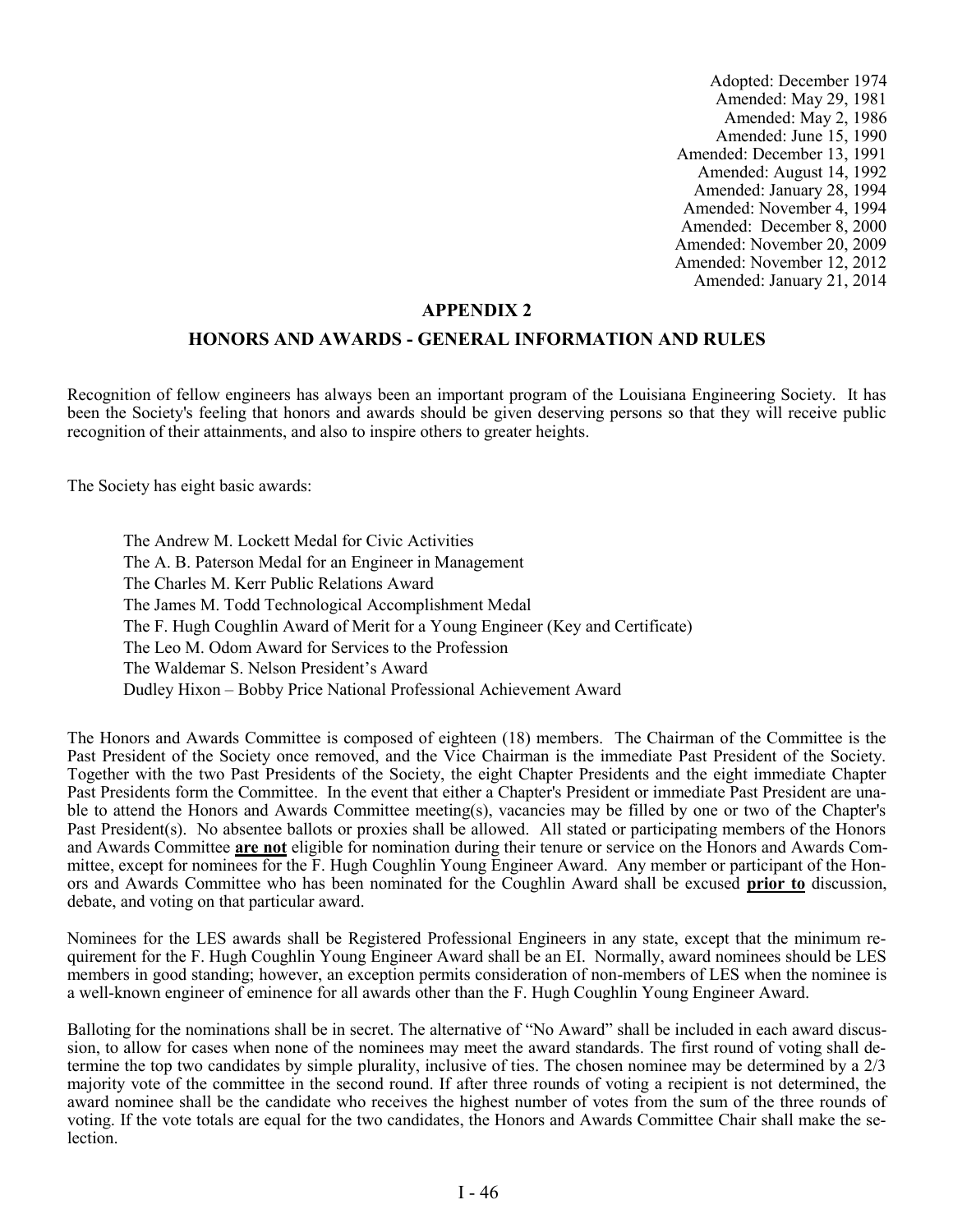Adopted: December 1974
Amended: May 29, 1981
Amended: May 2, 1986
Amended: June 15, 1990
Amended: December 13, 1991
Amended: August 14, 1992
Amended: January 28, 1994
Amended: November 4, 1994
Amended: December 8, 2000
Amended: November 20, 2009
Amended: November 12, 2012
Amended: January 21, 2014

## APPENDIX 2

## HONORS AND AWARDS - GENERAL INFORMATION AND RULES

Recognition of fellow engineers has always been an important program of the Louisiana Engineering Society. It has been the Society's feeling that honors and awards should be given deserving persons so that they will receive public recognition of their attainments, and also to inspire others to greater heights.

The Society has eight basic awards:

- The Andrew M. Lockett Medal for Civic Activities
- The A. B. Paterson Medal for an Engineer in Management
- The Charles M. Kerr Public Relations Award
- The James M. Todd Technological Accomplishment Medal
- The F. Hugh Coughlin Award of Merit for a Young Engineer (Key and Certificate)
- The Leo M. Odom Award for Services to the Profession
- The Waldemar S. Nelson President's Award
- Dudley Hixon – Bobby Price National Professional Achievement Award

The Honors and Awards Committee is composed of eighteen (18) members. The Chairman of the Committee is the Past President of the Society once removed, and the Vice Chairman is the immediate Past President of the Society. Together with the two Past Presidents of the Society, the eight Chapter Presidents and the eight immediate Chapter Past Presidents form the Committee. In the event that either a Chapter's President or immediate Past President are unable to attend the Honors and Awards Committee meeting(s), vacancies may be filled by one or two of the Chapter's Past President(s). No absentee ballots or proxies shall be allowed. All stated or participating members of the Honors and Awards Committee **are not** eligible for nomination during their tenure or service on the Honors and Awards Committee, except for nominees for the F. Hugh Coughlin Young Engineer Award. Any member or participant of the Honors and Awards Committee who has been nominated for the Coughlin Award shall be excused **prior to** discussion, debate, and voting on that particular award.

Nominees for the LES awards shall be Registered Professional Engineers in any state, except that the minimum requirement for the F. Hugh Coughlin Young Engineer Award shall be an EI. Normally, award nominees should be LES members in good standing; however, an exception permits consideration of non-members of LES when the nominee is a well-known engineer of eminence for all awards other than the F. Hugh Coughlin Young Engineer Award.

Balloting for the nominations shall be in secret. The alternative of "No Award" shall be included in each award discussion, to allow for cases when none of the nominees may meet the award standards. The first round of voting shall determine the top two candidates by simple plurality, inclusive of ties. The chosen nominee may be determined by a 2/3 majority vote of the committee in the second round. If after three rounds of voting a recipient is not determined, the award nominee shall be the candidate who receives the highest number of votes from the sum of the three rounds of voting. If the vote totals are equal for the two candidates, the Honors and Awards Committee Chair shall make the selection.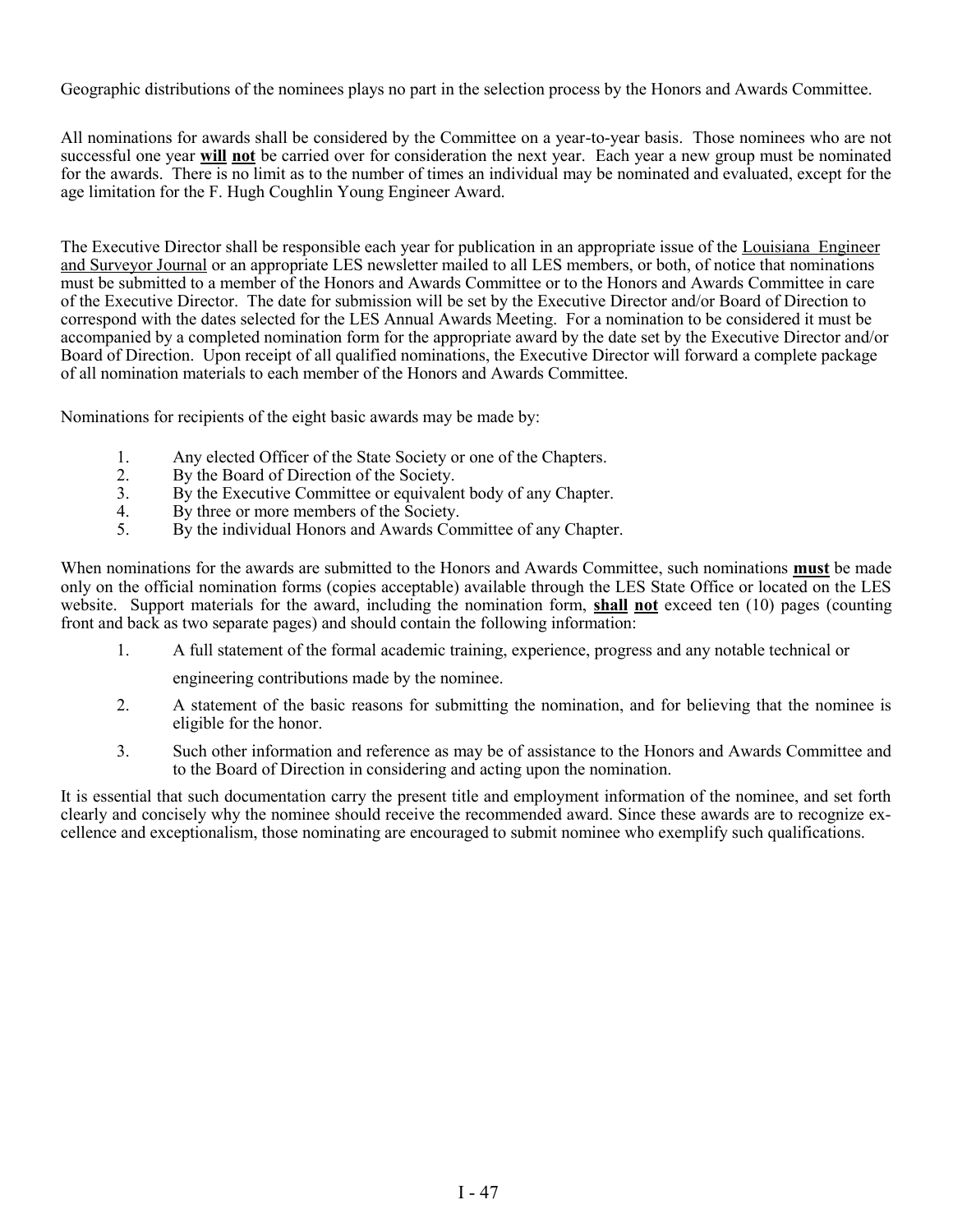Geographic distributions of the nominees plays no part in the selection process by the Honors and Awards Committee.

All nominations for awards shall be considered by the Committee on a year-to-year basis. Those nominees who are not successful one year <u>**will**</u> <u>**not**</u> be carried over for consideration the next year. Each year a new group must be nominated for the awards. There is no limit as to the number of times an individual may be nominated and evaluated, except for the age limitation for the F. Hugh Coughlin Young Engineer Award.

The Executive Director shall be responsible each year for publication in an appropriate issue of the <u>Louisiana Engineer and Surveyor Journal</u> or an appropriate LES newsletter mailed to all LES members, or both, of notice that nominations must be submitted to a member of the Honors and Awards Committee or to the Honors and Awards Committee in care of the Executive Director. The date for submission will be set by the Executive Director and/or Board of Direction to correspond with the dates selected for the LES Annual Awards Meeting. For a nomination to be considered it must be accompanied by a completed nomination form for the appropriate award by the date set by the Executive Director and/or Board of Direction. Upon receipt of all qualified nominations, the Executive Director will forward a complete package of all nomination materials to each member of the Honors and Awards Committee.

Nominations for recipients of the eight basic awards may be made by:

1. Any elected Officer of the State Society or one of the Chapters.
2. By the Board of Direction of the Society.
3. By the Executive Committee or equivalent body of any Chapter.
4. By three or more members of the Society.
5. By the individual Honors and Awards Committee of any Chapter.

When nominations for the awards are submitted to the Honors and Awards Committee, such nominations <u>**must**</u> be made only on the official nomination forms (copies acceptable) available through the LES State Office or located on the LES website. Support materials for the award, including the nomination form, <u>**shall**</u> <u>**not**</u> exceed ten (10) pages (counting front and back as two separate pages) and should contain the following information:

1. A full statement of the formal academic training, experience, progress and any notable technical or engineering contributions made by the nominee.
2. A statement of the basic reasons for submitting the nomination, and for believing that the nominee is eligible for the honor.
3. Such other information and reference as may be of assistance to the Honors and Awards Committee and to the Board of Direction in considering and acting upon the nomination.

It is essential that such documentation carry the present title and employment information of the nominee, and set forth clearly and concisely why the nominee should receive the recommended award. Since these awards are to recognize excellence and exceptionalism, those nominating are encouraged to submit nominee who exemplify such qualifications.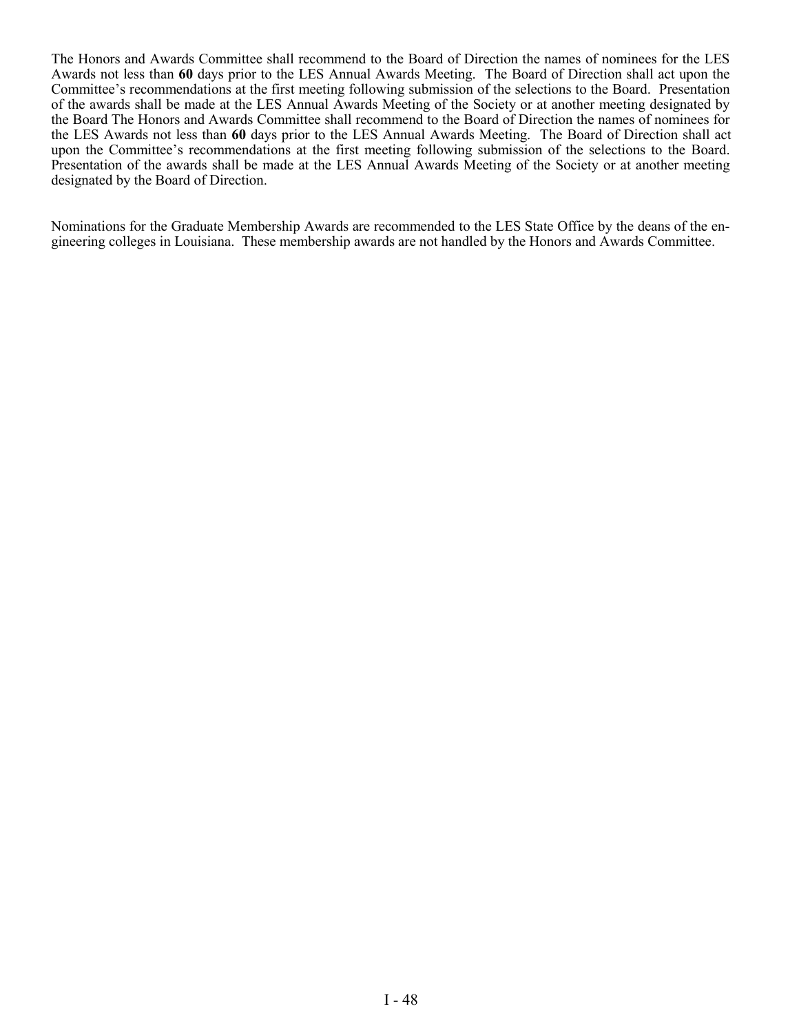The Honors and Awards Committee shall recommend to the Board of Direction the names of nominees for the LES Awards not less than **60** days prior to the LES Annual Awards Meeting. The Board of Direction shall act upon the Committee's recommendations at the first meeting following submission of the selections to the Board. Presentation of the awards shall be made at the LES Annual Awards Meeting of the Society or at another meeting designated by the Board The Honors and Awards Committee shall recommend to the Board of Direction the names of nominees for the LES Awards not less than **60** days prior to the LES Annual Awards Meeting. The Board of Direction shall act upon the Committee's recommendations at the first meeting following submission of the selections to the Board. Presentation of the awards shall be made at the LES Annual Awards Meeting of the Society or at another meeting designated by the Board of Direction.

Nominations for the Graduate Membership Awards are recommended to the LES State Office by the deans of the engineering colleges in Louisiana. These membership awards are not handled by the Honors and Awards Committee.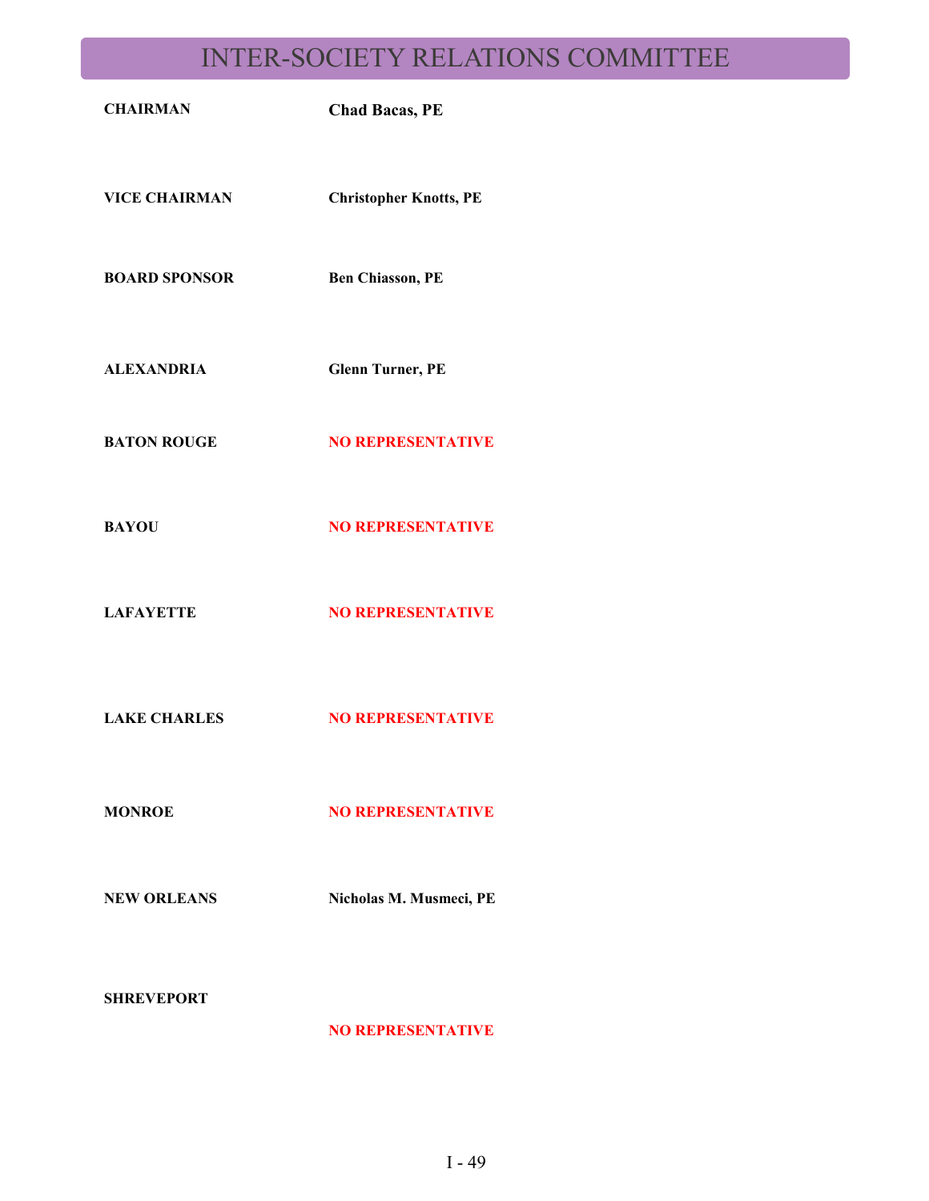# INTER-SOCIETY RELATIONS COMMITTEE

| | |
|---|---|
| **CHAIRMAN** | **Chad Bacas, PE** |
| **VICE CHAIRMAN** | **Christopher Knotts, PE** |
| **BOARD SPONSOR** | **Ben Chiasson, PE** |
| **ALEXANDRIA** | **Glenn Turner, PE** |
| **BATON ROUGE** | **NO REPRESENTATIVE** |
| **BAYOU** | **NO REPRESENTATIVE** |
| **LAFAYETTE** | **NO REPRESENTATIVE** |
| **LAKE CHARLES** | **NO REPRESENTATIVE** |
| **MONROE** | **NO REPRESENTATIVE** |
| **NEW ORLEANS** | **Nicholas M. Musmeci, PE** |
| **SHREVEPORT** | **NO REPRESENTATIVE** |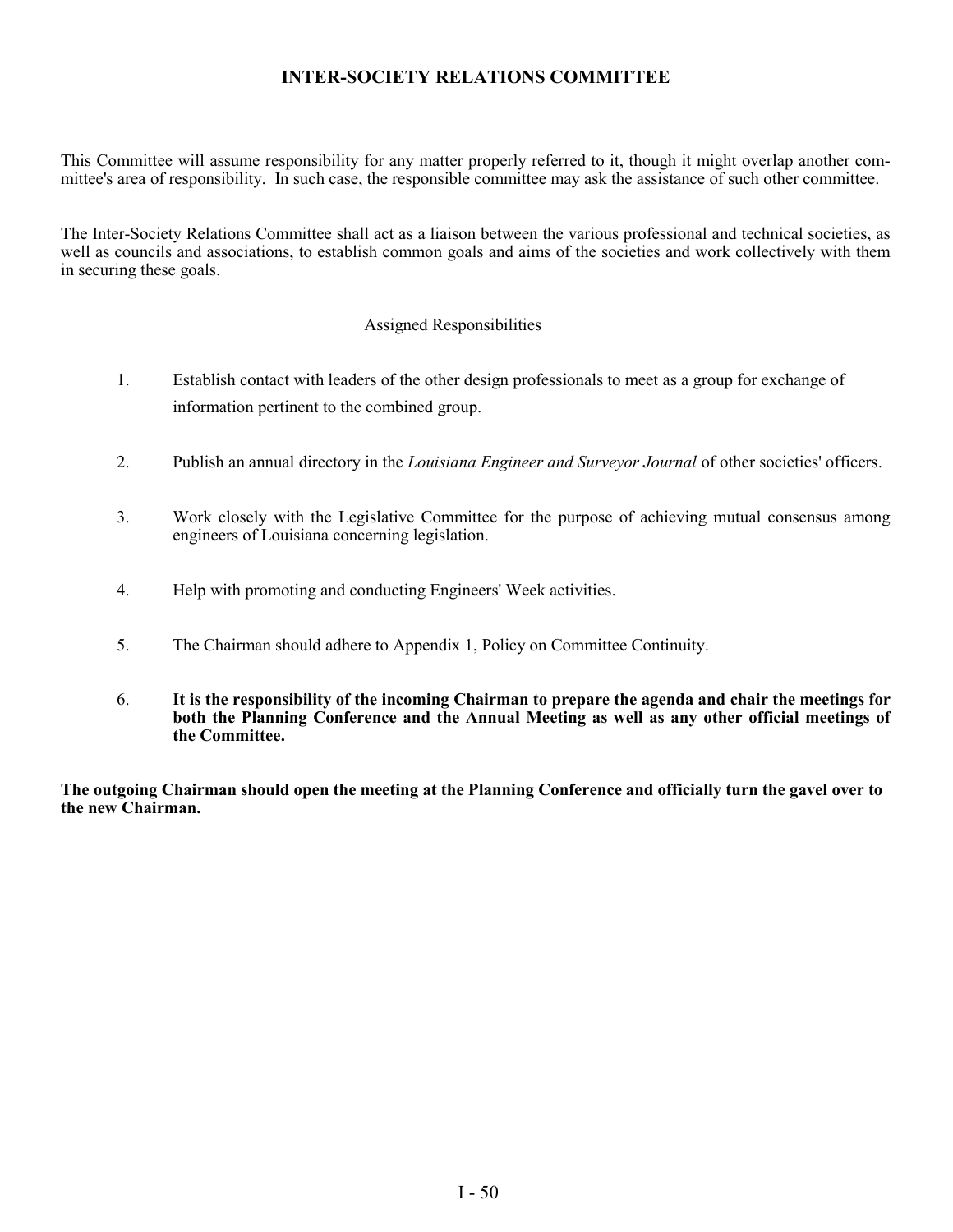# INTER-SOCIETY RELATIONS COMMITTEE

This Committee will assume responsibility for any matter properly referred to it, though it might overlap another committee's area of responsibility. In such case, the responsible committee may ask the assistance of such other committee.

The Inter-Society Relations Committee shall act as a liaison between the various professional and technical societies, as well as councils and associations, to establish common goals and aims of the societies and work collectively with them in securing these goals.

## Assigned Responsibilities

1. Establish contact with leaders of the other design professionals to meet as a group for exchange of information pertinent to the combined group.

2. Publish an annual directory in the *Louisiana Engineer and Surveyor Journal* of other societies' officers.

3. Work closely with the Legislative Committee for the purpose of achieving mutual consensus among engineers of Louisiana concerning legislation.

4. Help with promoting and conducting Engineers' Week activities.

5. The Chairman should adhere to Appendix 1, Policy on Committee Continuity.

6. **It is the responsibility of the incoming Chairman to prepare the agenda and chair the meetings for both the Planning Conference and the Annual Meeting as well as any other official meetings of the Committee.**

**The outgoing Chairman should open the meeting at the Planning Conference and officially turn the gavel over to the new Chairman.**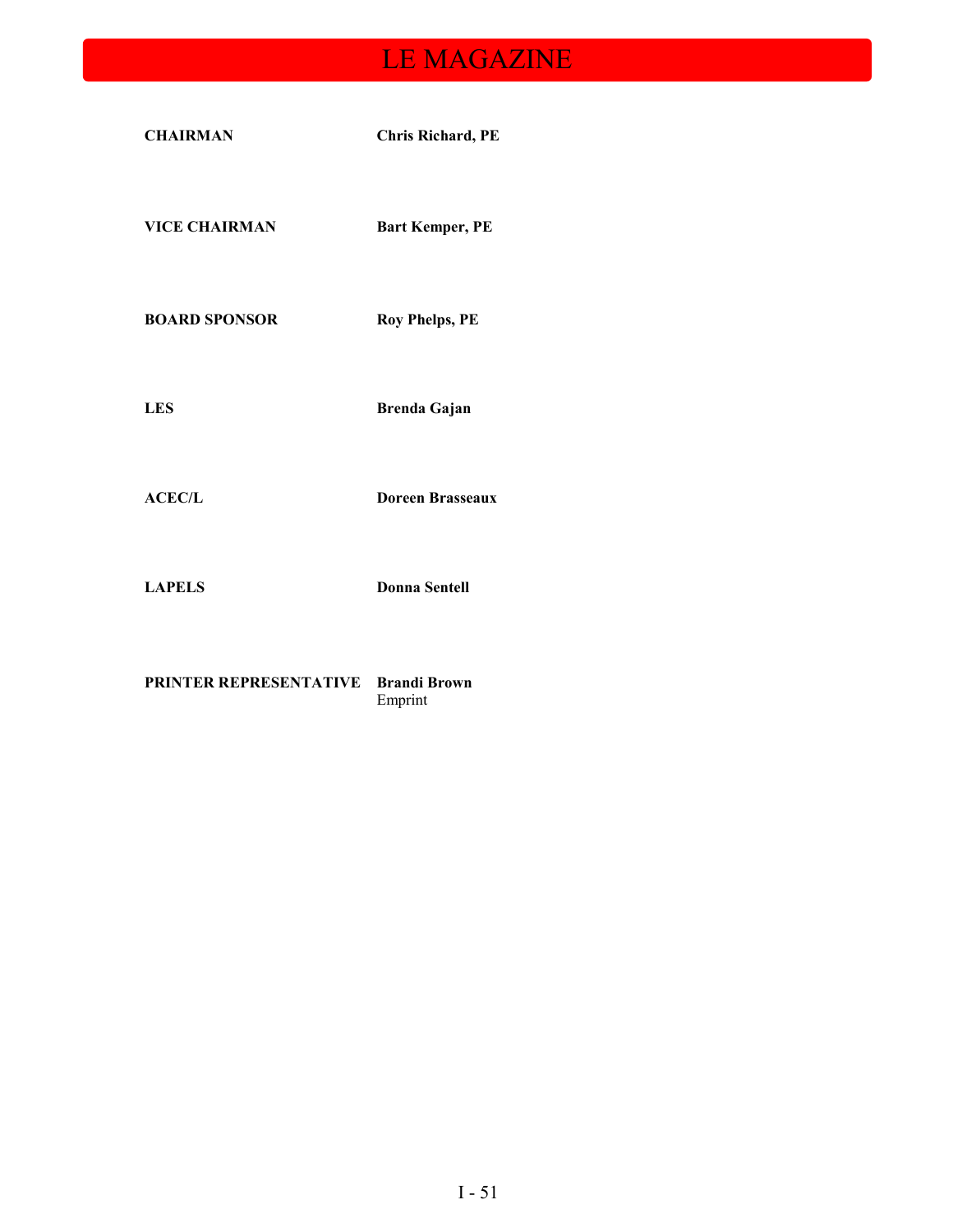# LE MAGAZINE

| | |
|---|---|
| **CHAIRMAN** | **Chris Richard, PE** |
| **VICE CHAIRMAN** | **Bart Kemper, PE** |
| **BOARD SPONSOR** | **Roy Phelps, PE** |
| **LES** | **Brenda Gajan** |
| **ACEC/L** | **Doreen Brasseaux** |
| **LAPELS** | **Donna Sentell** |
| **PRINTER REPRESENTATIVE** | **Brandi Brown**<br>Emprint |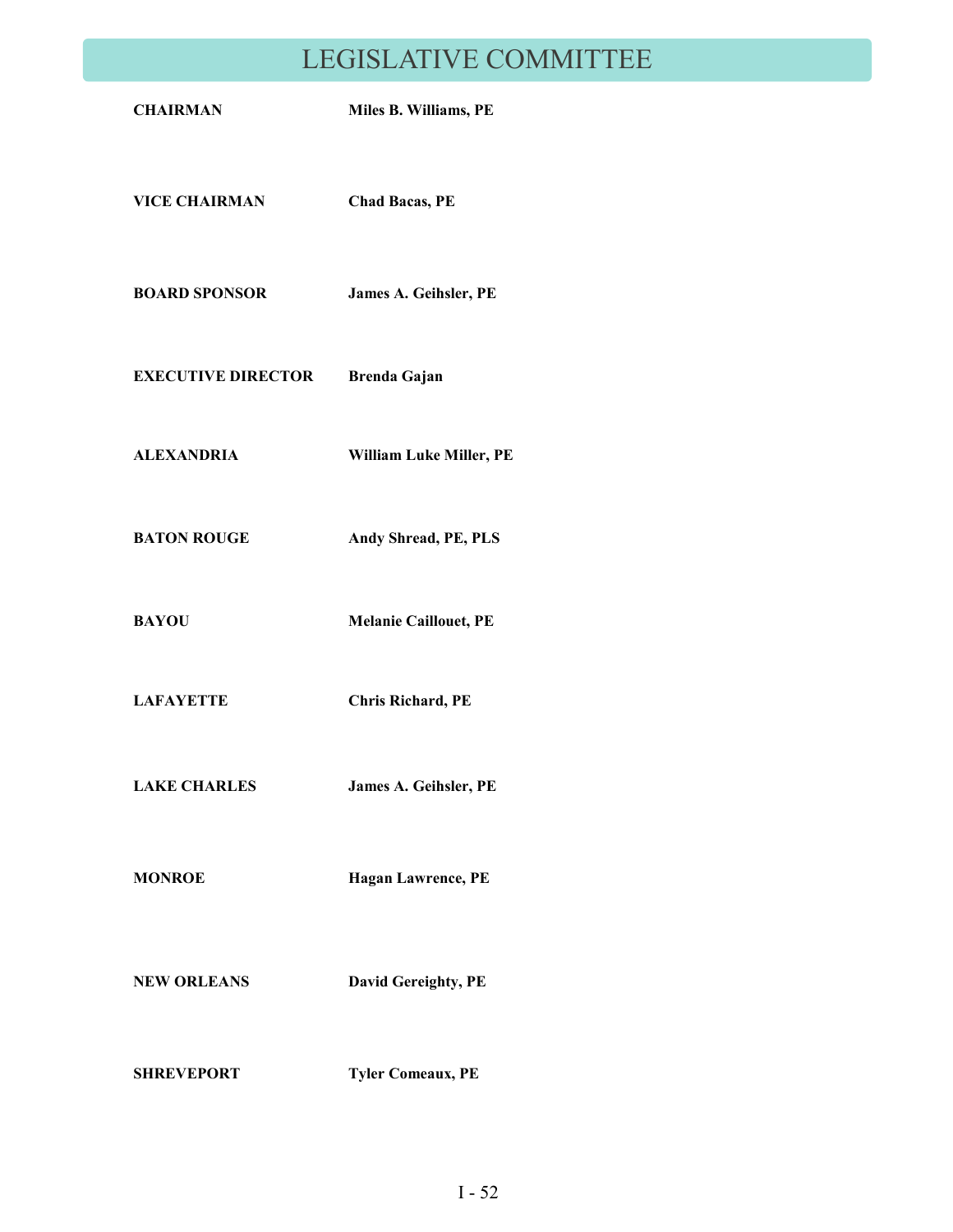# LEGISLATIVE COMMITTEE

| | |
|---|---|
| **CHAIRMAN** | **Miles B. Williams, PE** |
| **VICE CHAIRMAN** | **Chad Bacas, PE** |
| **BOARD SPONSOR** | **James A. Geihsler, PE** |
| **EXECUTIVE DIRECTOR** | **Brenda Gajan** |
| **ALEXANDRIA** | **William Luke Miller, PE** |
| **BATON ROUGE** | **Andy Shread, PE, PLS** |
| **BAYOU** | **Melanie Caillouet, PE** |
| **LAFAYETTE** | **Chris Richard, PE** |
| **LAKE CHARLES** | **James A. Geihsler, PE** |
| **MONROE** | **Hagan Lawrence, PE** |
| **NEW ORLEANS** | **David Gereighty, PE** |
| **SHREVEPORT** | **Tyler Comeaux, PE** |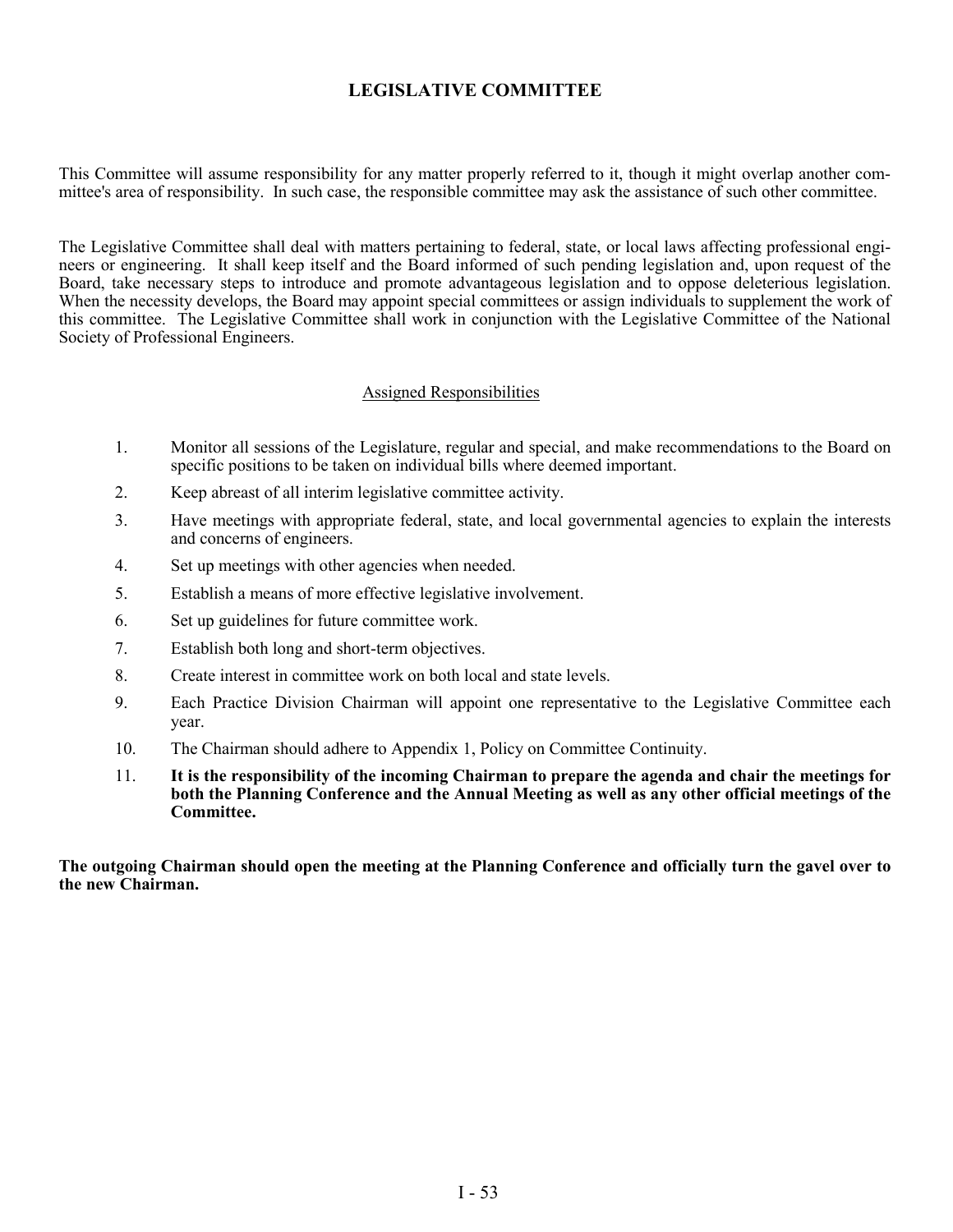# LEGISLATIVE COMMITTEE

This Committee will assume responsibility for any matter properly referred to it, though it might overlap another committee's area of responsibility. In such case, the responsible committee may ask the assistance of such other committee.

The Legislative Committee shall deal with matters pertaining to federal, state, or local laws affecting professional engineers or engineering. It shall keep itself and the Board informed of such pending legislation and, upon request of the Board, take necessary steps to introduce and promote advantageous legislation and to oppose deleterious legislation. When the necessity develops, the Board may appoint special committees or assign individuals to supplement the work of this committee. The Legislative Committee shall work in conjunction with the Legislative Committee of the National Society of Professional Engineers.

## Assigned Responsibilities

1. Monitor all sessions of the Legislature, regular and special, and make recommendations to the Board on specific positions to be taken on individual bills where deemed important.
2. Keep abreast of all interim legislative committee activity.
3. Have meetings with appropriate federal, state, and local governmental agencies to explain the interests and concerns of engineers.
4. Set up meetings with other agencies when needed.
5. Establish a means of more effective legislative involvement.
6. Set up guidelines for future committee work.
7. Establish both long and short-term objectives.
8. Create interest in committee work on both local and state levels.
9. Each Practice Division Chairman will appoint one representative to the Legislative Committee each year.
10. The Chairman should adhere to Appendix 1, Policy on Committee Continuity.
11. **It is the responsibility of the incoming Chairman to prepare the agenda and chair the meetings for both the Planning Conference and the Annual Meeting as well as any other official meetings of the Committee.**

**The outgoing Chairman should open the meeting at the Planning Conference and officially turn the gavel over to the new Chairman.**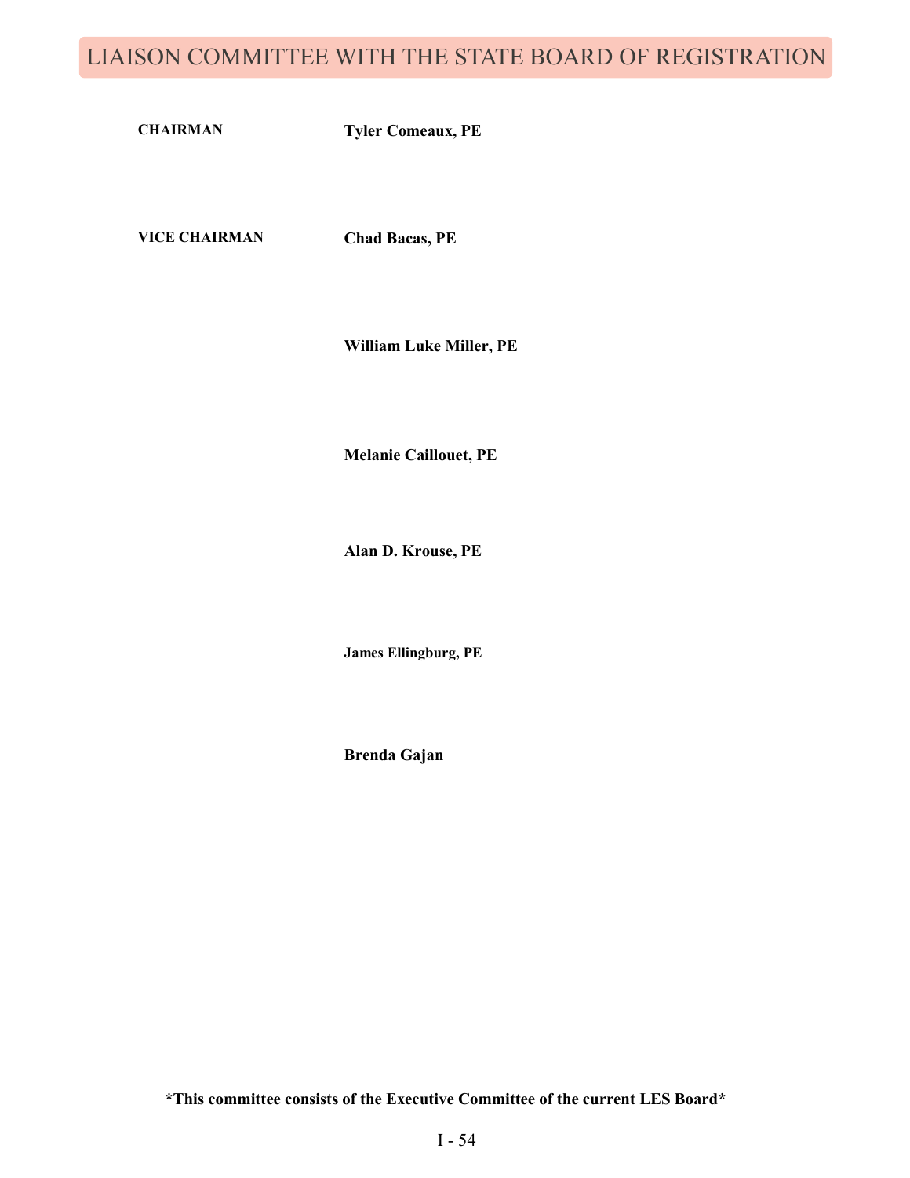# LIAISON COMMITTEE WITH THE STATE BOARD OF REGISTRATION

**CHAIRMAN** **Tyler Comeaux, PE**

**VICE CHAIRMAN** **Chad Bacas, PE**

**William Luke Miller, PE**

**Melanie Caillouet, PE**

**Alan D. Krouse, PE**

**James Ellingburg, PE**

**Brenda Gajan**

***This committee consists of the Executive Committee of the current LES Board***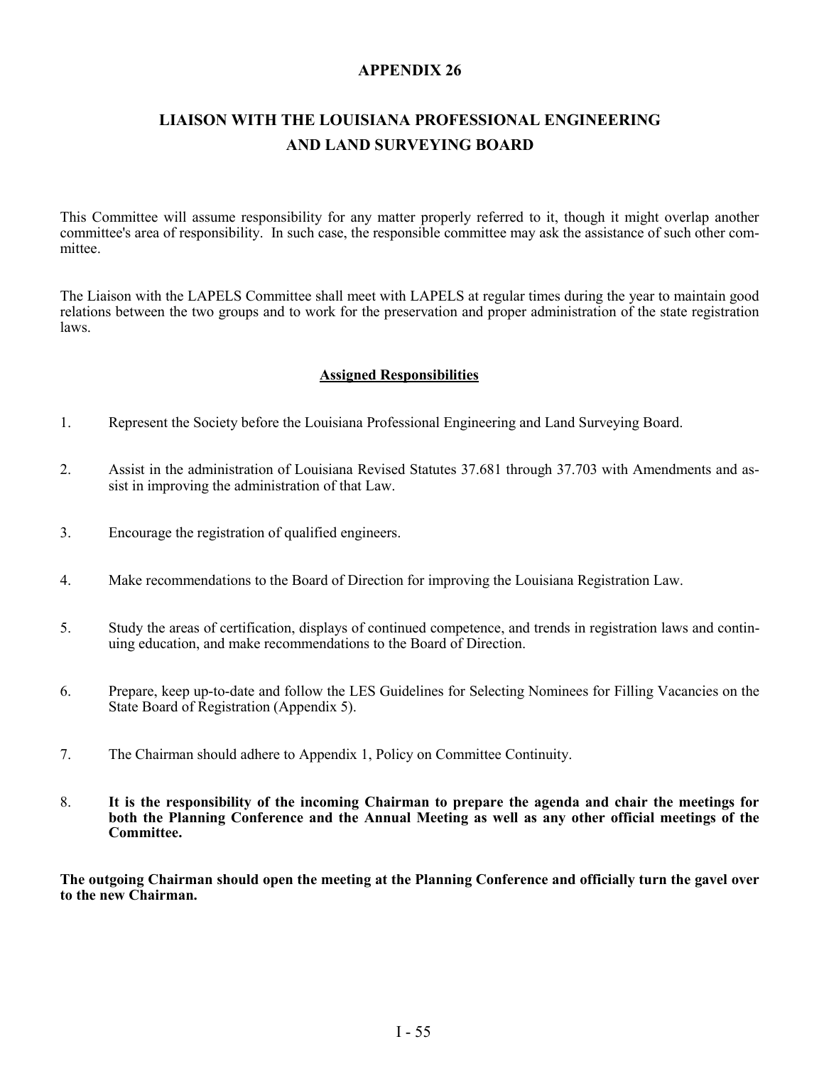# APPENDIX 26

## LIAISON WITH THE LOUISIANA PROFESSIONAL ENGINEERING AND LAND SURVEYING BOARD

This Committee will assume responsibility for any matter properly referred to it, though it might overlap another committee's area of responsibility. In such case, the responsible committee may ask the assistance of such other committee.

The Liaison with the LAPELS Committee shall meet with LAPELS at regular times during the year to maintain good relations between the two groups and to work for the preservation and proper administration of the state registration laws.

### Assigned Responsibilities

1. Represent the Society before the Louisiana Professional Engineering and Land Surveying Board.

2. Assist in the administration of Louisiana Revised Statutes 37.681 through 37.703 with Amendments and assist in improving the administration of that Law.

3. Encourage the registration of qualified engineers.

4. Make recommendations to the Board of Direction for improving the Louisiana Registration Law.

5. Study the areas of certification, displays of continued competence, and trends in registration laws and continuing education, and make recommendations to the Board of Direction.

6. Prepare, keep up-to-date and follow the LES Guidelines for Selecting Nominees for Filling Vacancies on the State Board of Registration (Appendix 5).

7. The Chairman should adhere to Appendix 1, Policy on Committee Continuity.

8. **It is the responsibility of the incoming Chairman to prepare the agenda and chair the meetings for both the Planning Conference and the Annual Meeting as well as any other official meetings of the Committee.**

**The outgoing Chairman should open the meeting at the Planning Conference and officially turn the gavel over to the new Chairman.**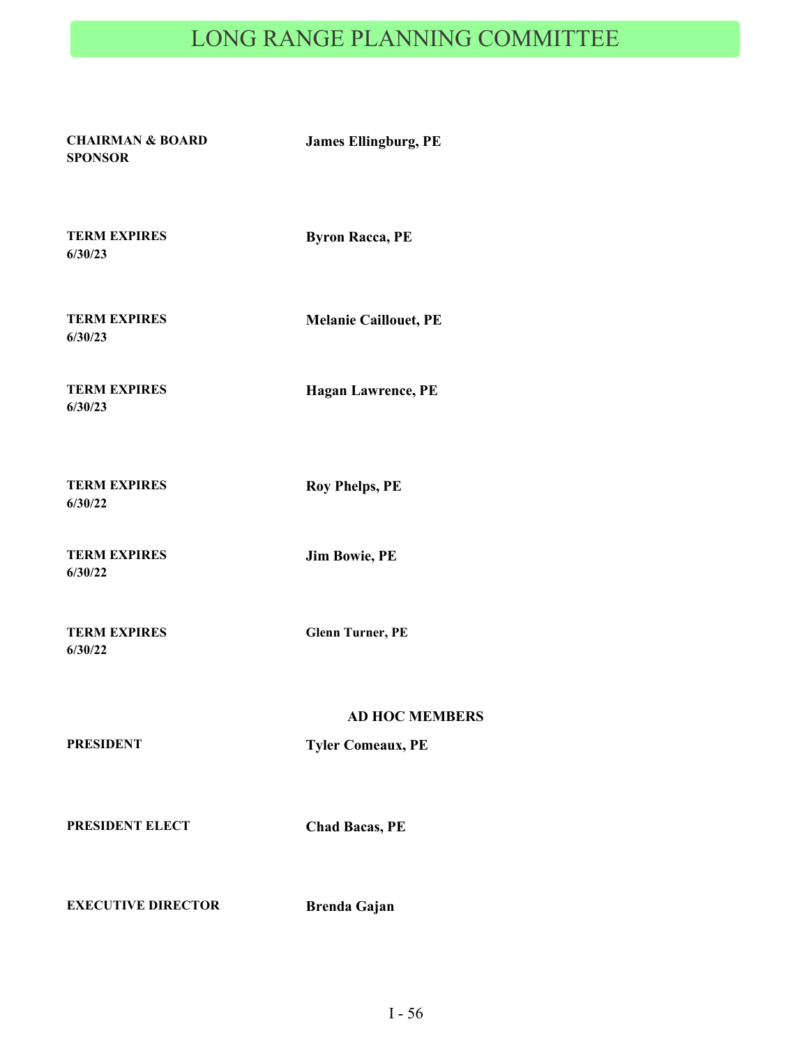# LONG RANGE PLANNING COMMITTEE

| | |
|---|---|
| **CHAIRMAN & BOARD SPONSOR** | **James Ellingburg, PE** |
| **TERM EXPIRES 6/30/23** | **Byron Racca, PE** |
| **TERM EXPIRES 6/30/23** | **Melanie Caillouet, PE** |
| **TERM EXPIRES 6/30/23** | **Hagan Lawrence, PE** |
| **TERM EXPIRES 6/30/22** | **Roy Phelps, PE** |
| **TERM EXPIRES 6/30/22** | **Jim Bowie, PE** |
| **TERM EXPIRES 6/30/22** | **Glenn Turner, PE** |

**AD HOC MEMBERS**

| | |
|---|---|
| **PRESIDENT** | **Tyler Comeaux, PE** |
| **PRESIDENT ELECT** | **Chad Bacas, PE** |
| **EXECUTIVE DIRECTOR** | **Brenda Gajan** |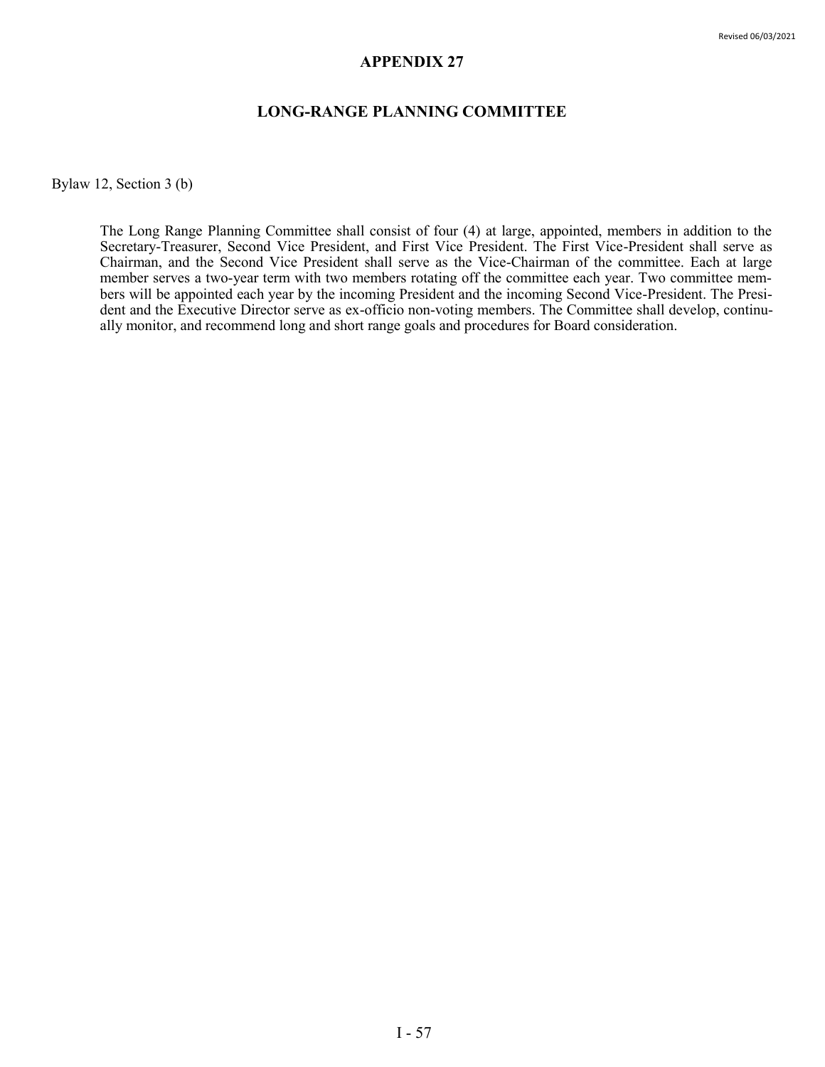# APPENDIX 27

## LONG-RANGE PLANNING COMMITTEE

Bylaw 12, Section 3 (b)

The Long Range Planning Committee shall consist of four (4) at large, appointed, members in addition to the Secretary-Treasurer, Second Vice President, and First Vice President. The First Vice-President shall serve as Chairman, and the Second Vice President shall serve as the Vice-Chairman of the committee. Each at large member serves a two-year term with two members rotating off the committee each year. Two committee members will be appointed each year by the incoming President and the incoming Second Vice-President. The President and the Executive Director serve as ex-officio non-voting members. The Committee shall develop, continually monitor, and recommend long and short range goals and procedures for Board consideration.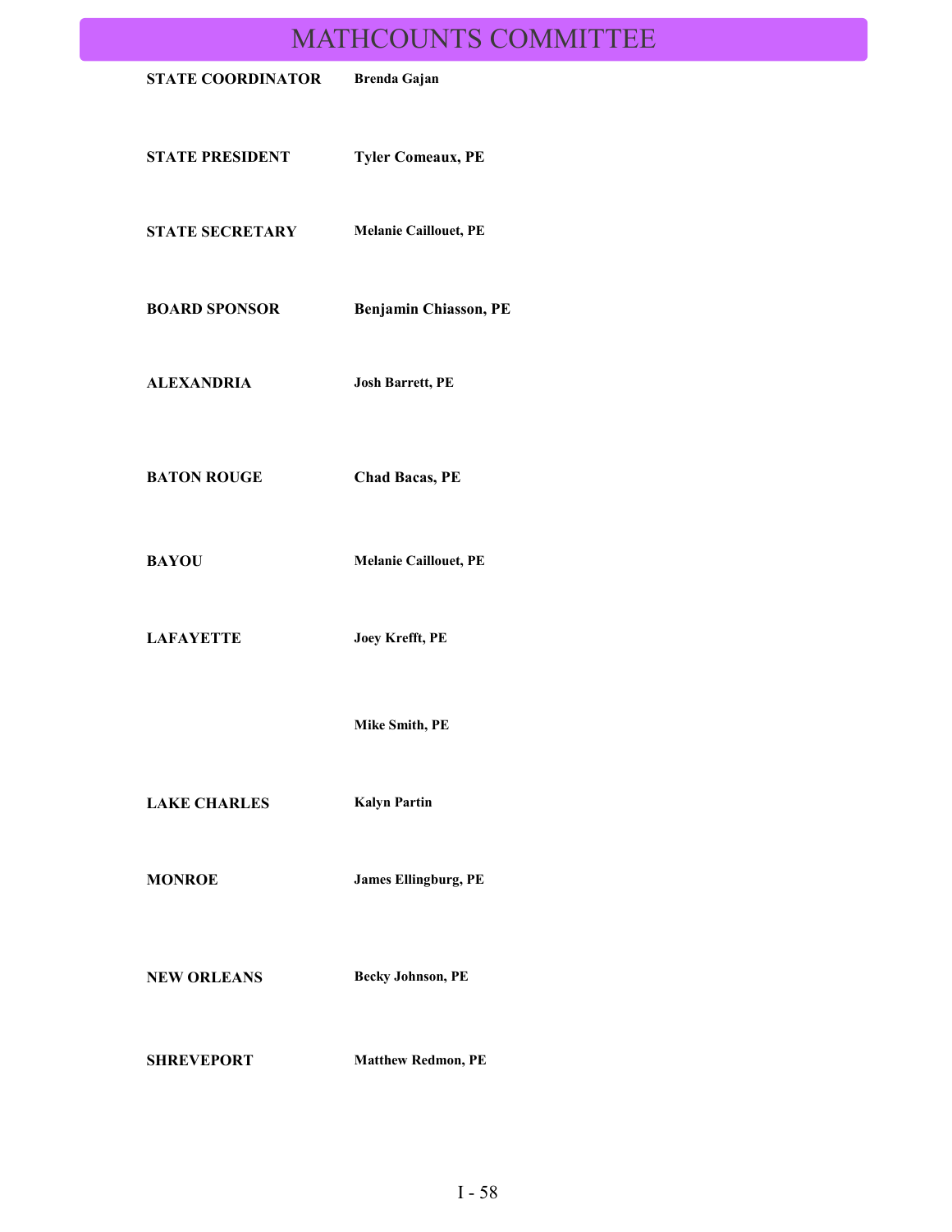# MATHCOUNTS COMMITTEE

| | |
|---|---|
| **STATE COORDINATOR** | **Brenda Gajan** |
| **STATE PRESIDENT** | **Tyler Comeaux, PE** |
| **STATE SECRETARY** | **Melanie Caillouet, PE** |
| **BOARD SPONSOR** | **Benjamin Chiasson, PE** |
| **ALEXANDRIA** | **Josh Barrett, PE** |
| **BATON ROUGE** | **Chad Bacas, PE** |
| **BAYOU** | **Melanie Caillouet, PE** |
| **LAFAYETTE** | **Joey Krefft, PE** |
| | **Mike Smith, PE** |
| **LAKE CHARLES** | **Kalyn Partin** |
| **MONROE** | **James Ellingburg, PE** |
| **NEW ORLEANS** | **Becky Johnson, PE** |
| **SHREVEPORT** | **Matthew Redmon, PE** |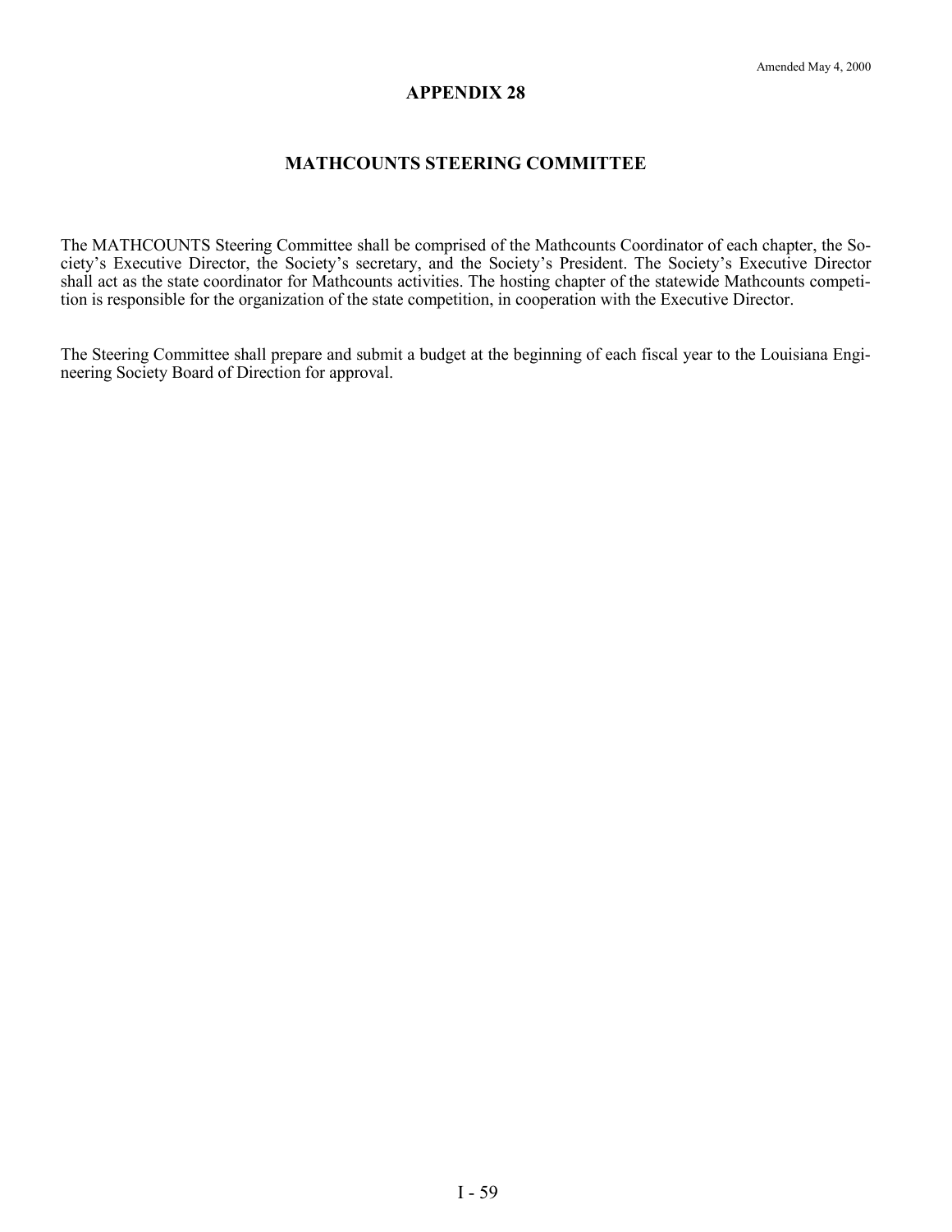Amended May 4, 2000

# APPENDIX 28

## MATHCOUNTS STEERING COMMITTEE

The MATHCOUNTS Steering Committee shall be comprised of the Mathcounts Coordinator of each chapter, the Society's Executive Director, the Society's secretary, and the Society's President. The Society's Executive Director shall act as the state coordinator for Mathcounts activities. The hosting chapter of the statewide Mathcounts competition is responsible for the organization of the state competition, in cooperation with the Executive Director.

The Steering Committee shall prepare and submit a budget at the beginning of each fiscal year to the Louisiana Engineering Society Board of Direction for approval.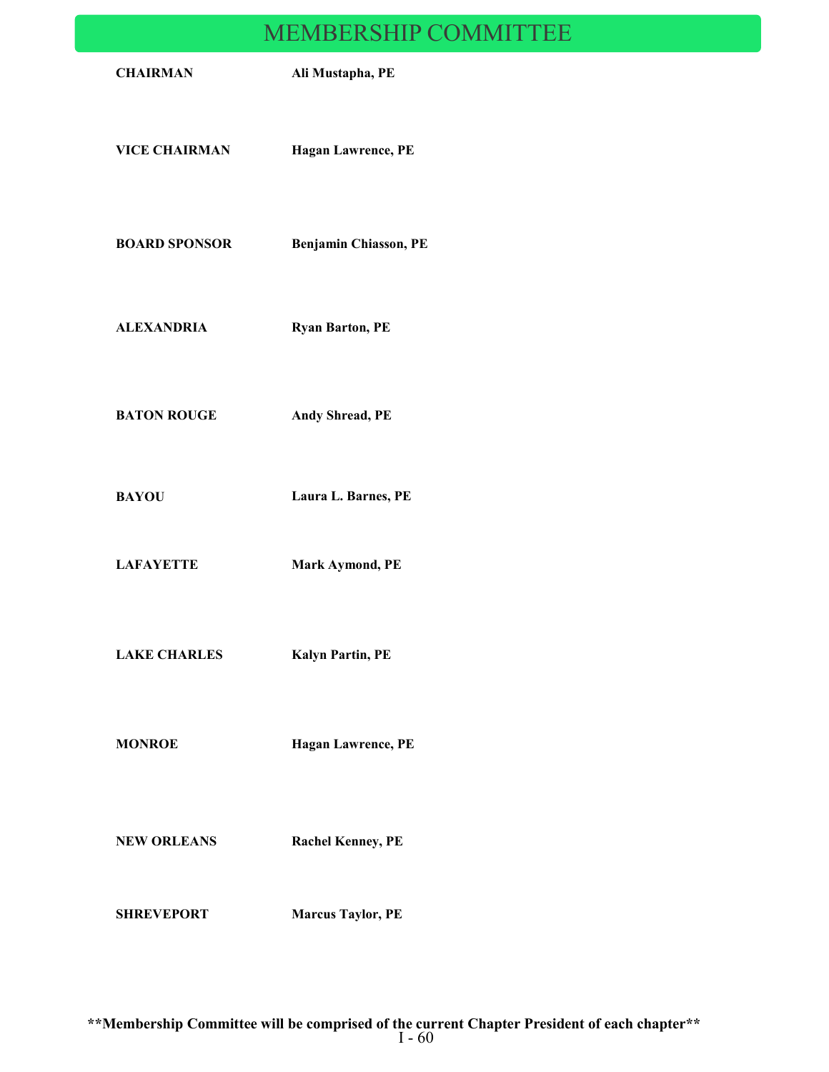# MEMBERSHIP COMMITTEE

| | |
|---|---|
| **CHAIRMAN** | **Ali Mustapha, PE** |
| **VICE CHAIRMAN** | **Hagan Lawrence, PE** |
| **BOARD SPONSOR** | **Benjamin Chiasson, PE** |
| **ALEXANDRIA** | **Ryan Barton, PE** |
| **BATON ROUGE** | **Andy Shread, PE** |
| **BAYOU** | **Laura L. Barnes, PE** |
| **LAFAYETTE** | **Mark Aymond, PE** |
| **LAKE CHARLES** | **Kalyn Partin, PE** |
| **MONROE** | **Hagan Lawrence, PE** |
| **NEW ORLEANS** | **Rachel Kenney, PE** |
| **SHREVEPORT** | **Marcus Taylor, PE** |

****Membership Committee will be comprised of the current Chapter President of each chapter****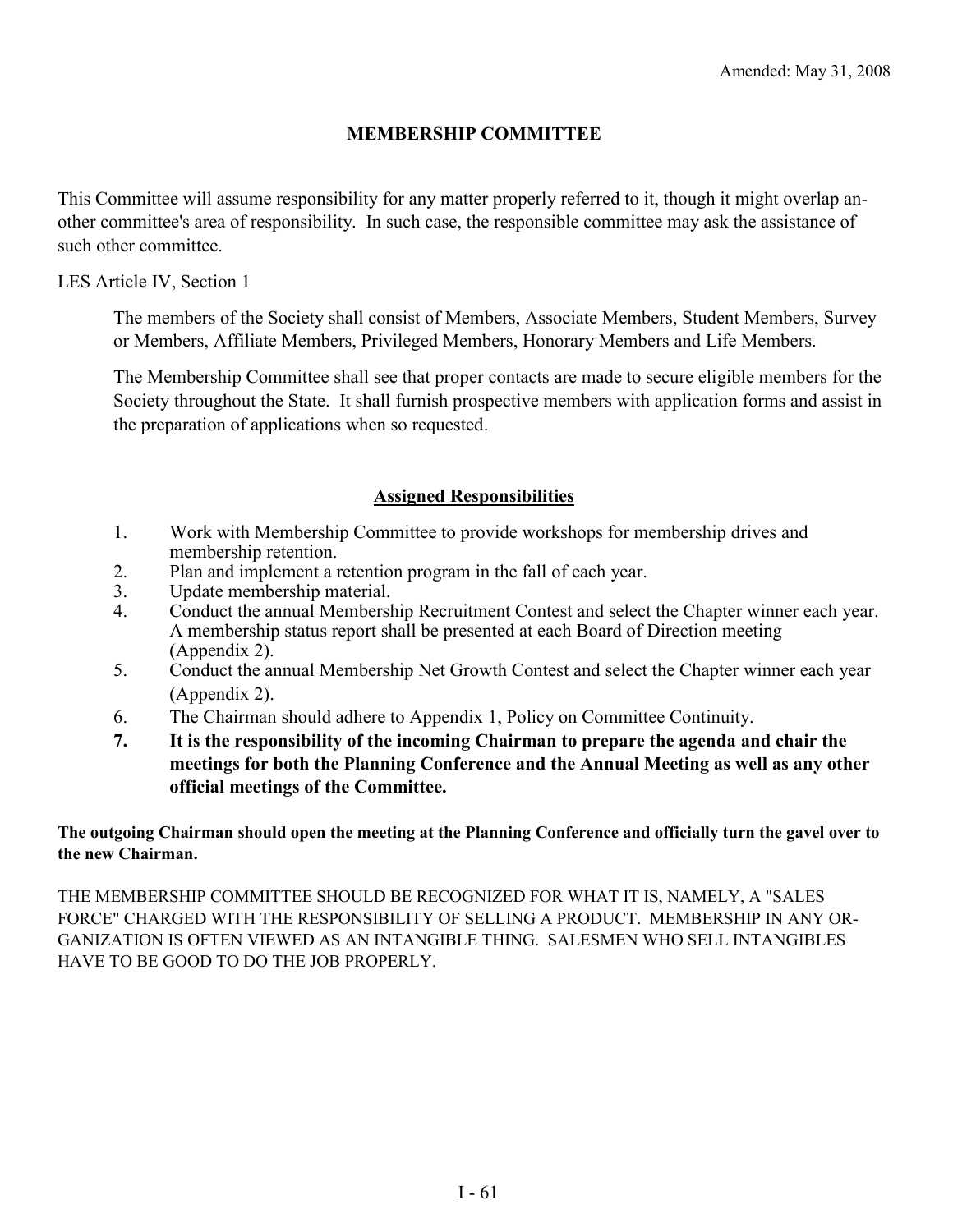Amended: May 31, 2008

## MEMBERSHIP COMMITTEE

This Committee will assume responsibility for any matter properly referred to it, though it might overlap another committee's area of responsibility. In such case, the responsible committee may ask the assistance of such other committee.

LES Article IV, Section 1

> The members of the Society shall consist of Members, Associate Members, Student Members, Survey or Members, Affiliate Members, Privileged Members, Honorary Members and Life Members.
>
> The Membership Committee shall see that proper contacts are made to secure eligible members for the Society throughout the State. It shall furnish prospective members with application forms and assist in the preparation of applications when so requested.

### Assigned Responsibilities

1. Work with Membership Committee to provide workshops for membership drives and membership retention.
2. Plan and implement a retention program in the fall of each year.
3. Update membership material.
4. Conduct the annual Membership Recruitment Contest and select the Chapter winner each year. A membership status report shall be presented at each Board of Direction meeting (Appendix 2).
5. Conduct the annual Membership Net Growth Contest and select the Chapter winner each year (Appendix 2).
6. The Chairman should adhere to Appendix 1, Policy on Committee Continuity.
7. **It is the responsibility of the incoming Chairman to prepare the agenda and chair the meetings for both the Planning Conference and the Annual Meeting as well as any other official meetings of the Committee.**

**The outgoing Chairman should open the meeting at the Planning Conference and officially turn the gavel over to the new Chairman.**

THE MEMBERSHIP COMMITTEE SHOULD BE RECOGNIZED FOR WHAT IT IS, NAMELY, A "SALES FORCE" CHARGED WITH THE RESPONSIBILITY OF SELLING A PRODUCT. MEMBERSHIP IN ANY ORGANIZATION IS OFTEN VIEWED AS AN INTANGIBLE THING. SALESMEN WHO SELL INTANGIBLES HAVE TO BE GOOD TO DO THE JOB PROPERLY.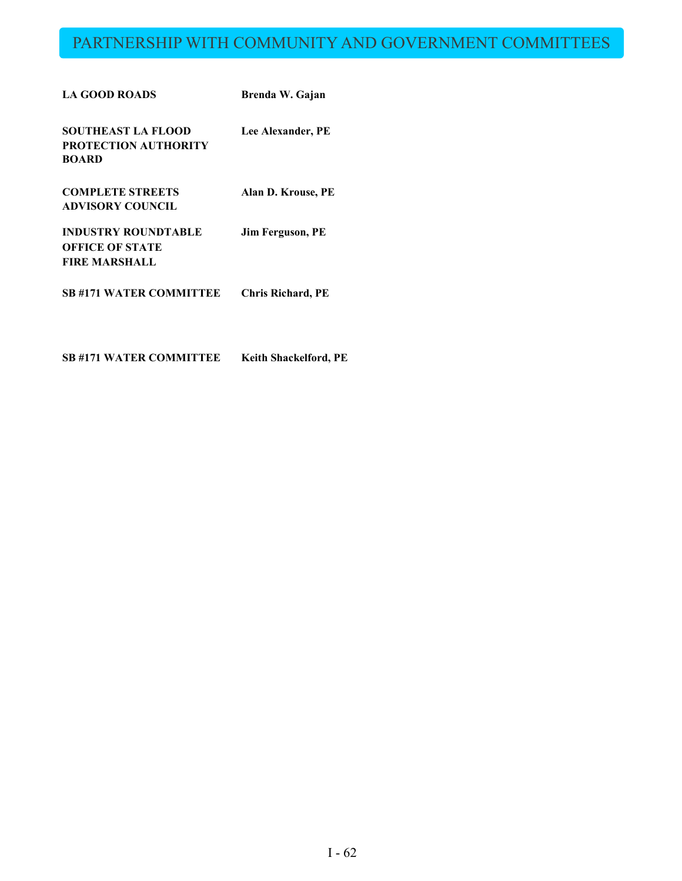# PARTNERSHIP WITH COMMUNITY AND GOVERNMENT COMMITTEES

| | |
|---|---|
| **LA GOOD ROADS** | **Brenda W. Gajan** |
| **SOUTHEAST LA FLOOD PROTECTION AUTHORITY BOARD** | **Lee Alexander, PE** |
| **COMPLETE STREETS ADVISORY COUNCIL** | **Alan D. Krouse, PE** |
| **INDUSTRY ROUNDTABLE OFFICE OF STATE FIRE MARSHALL** | **Jim Ferguson, PE** |
| **SB #171 WATER COMMITTEE** | **Chris Richard, PE** |
| **SB #171 WATER COMMITTEE** | **Keith Shackelford, PE** |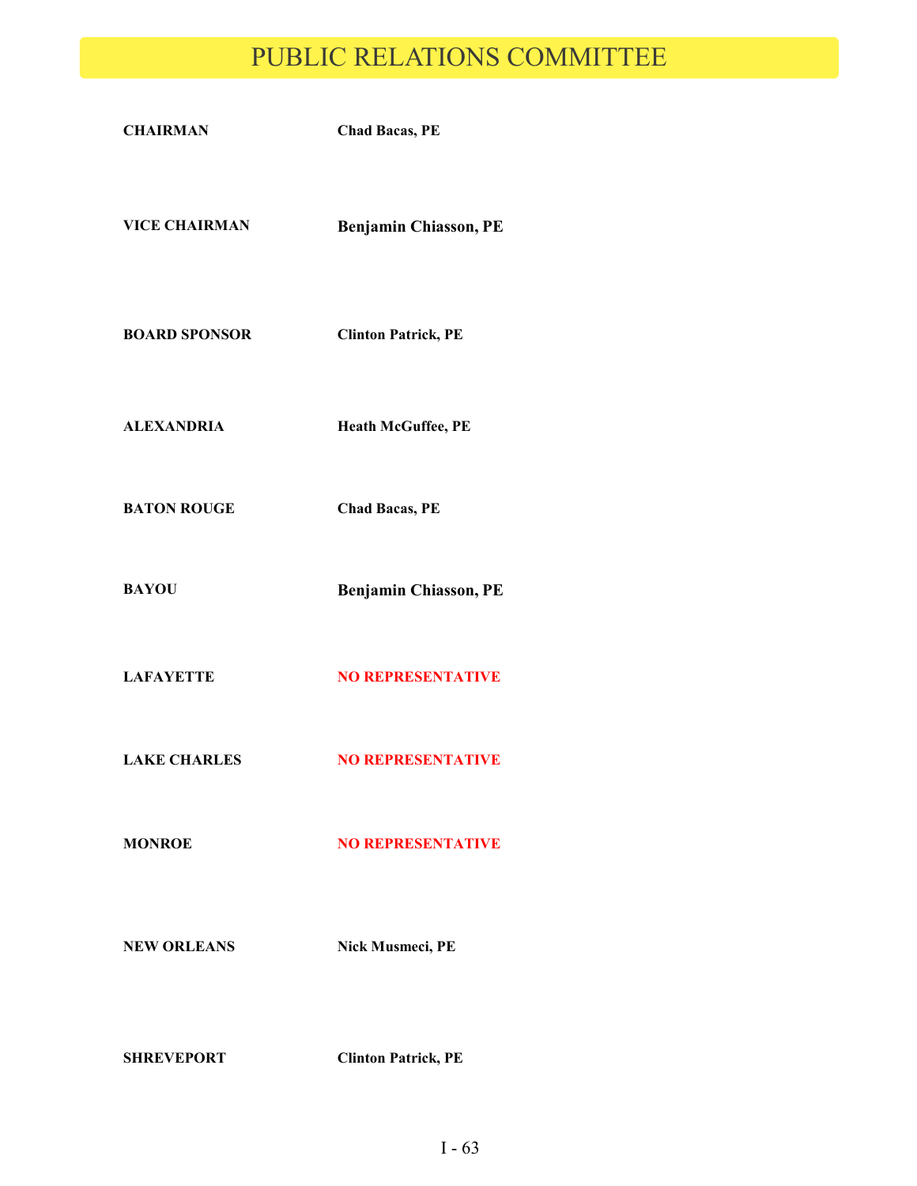# PUBLIC RELATIONS COMMITTEE

| | |
|---|---|
| **CHAIRMAN** | **Chad Bacas, PE** |
| **VICE CHAIRMAN** | **Benjamin Chiasson, PE** |
| **BOARD SPONSOR** | **Clinton Patrick, PE** |
| **ALEXANDRIA** | **Heath McGuffee, PE** |
| **BATON ROUGE** | **Chad Bacas, PE** |
| **BAYOU** | **Benjamin Chiasson, PE** |
| **LAFAYETTE** | **NO REPRESENTATIVE** |
| **LAKE CHARLES** | **NO REPRESENTATIVE** |
| **MONROE** | **NO REPRESENTATIVE** |
| **NEW ORLEANS** | **Nick Musmeci, PE** |
| **SHREVEPORT** | **Clinton Patrick, PE** |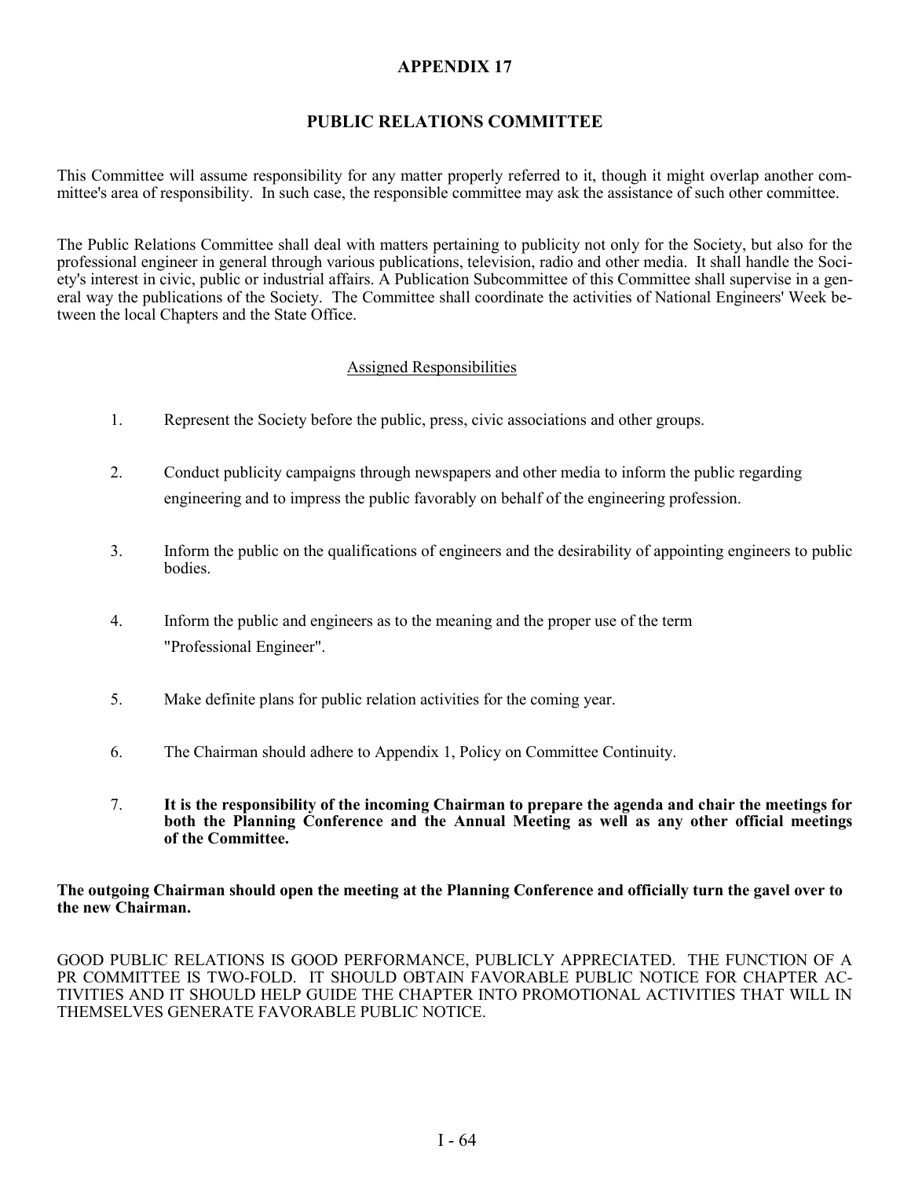# APPENDIX 17

## PUBLIC RELATIONS COMMITTEE

This Committee will assume responsibility for any matter properly referred to it, though it might overlap another committee's area of responsibility. In such case, the responsible committee may ask the assistance of such other committee.

The Public Relations Committee shall deal with matters pertaining to publicity not only for the Society, but also for the professional engineer in general through various publications, television, radio and other media. It shall handle the Society's interest in civic, public or industrial affairs. A Publication Subcommittee of this Committee shall supervise in a general way the publications of the Society. The Committee shall coordinate the activities of National Engineers' Week between the local Chapters and the State Office.

### Assigned Responsibilities

1. Represent the Society before the public, press, civic associations and other groups.
2. Conduct publicity campaigns through newspapers and other media to inform the public regarding engineering and to impress the public favorably on behalf of the engineering profession.
3. Inform the public on the qualifications of engineers and the desirability of appointing engineers to public bodies.
4. Inform the public and engineers as to the meaning and the proper use of the term "Professional Engineer".
5. Make definite plans for public relation activities for the coming year.
6. The Chairman should adhere to Appendix 1, Policy on Committee Continuity.
7. **It is the responsibility of the incoming Chairman to prepare the agenda and chair the meetings for both the Planning Conference and the Annual Meeting as well as any other official meetings of the Committee.**

**The outgoing Chairman should open the meeting at the Planning Conference and officially turn the gavel over to the new Chairman.**

GOOD PUBLIC RELATIONS IS GOOD PERFORMANCE, PUBLICLY APPRECIATED. THE FUNCTION OF A PR COMMITTEE IS TWO-FOLD. IT SHOULD OBTAIN FAVORABLE PUBLIC NOTICE FOR CHAPTER ACTIVITIES AND IT SHOULD HELP GUIDE THE CHAPTER INTO PROMOTIONAL ACTIVITIES THAT WILL IN THEMSELVES GENERATE FAVORABLE PUBLIC NOTICE.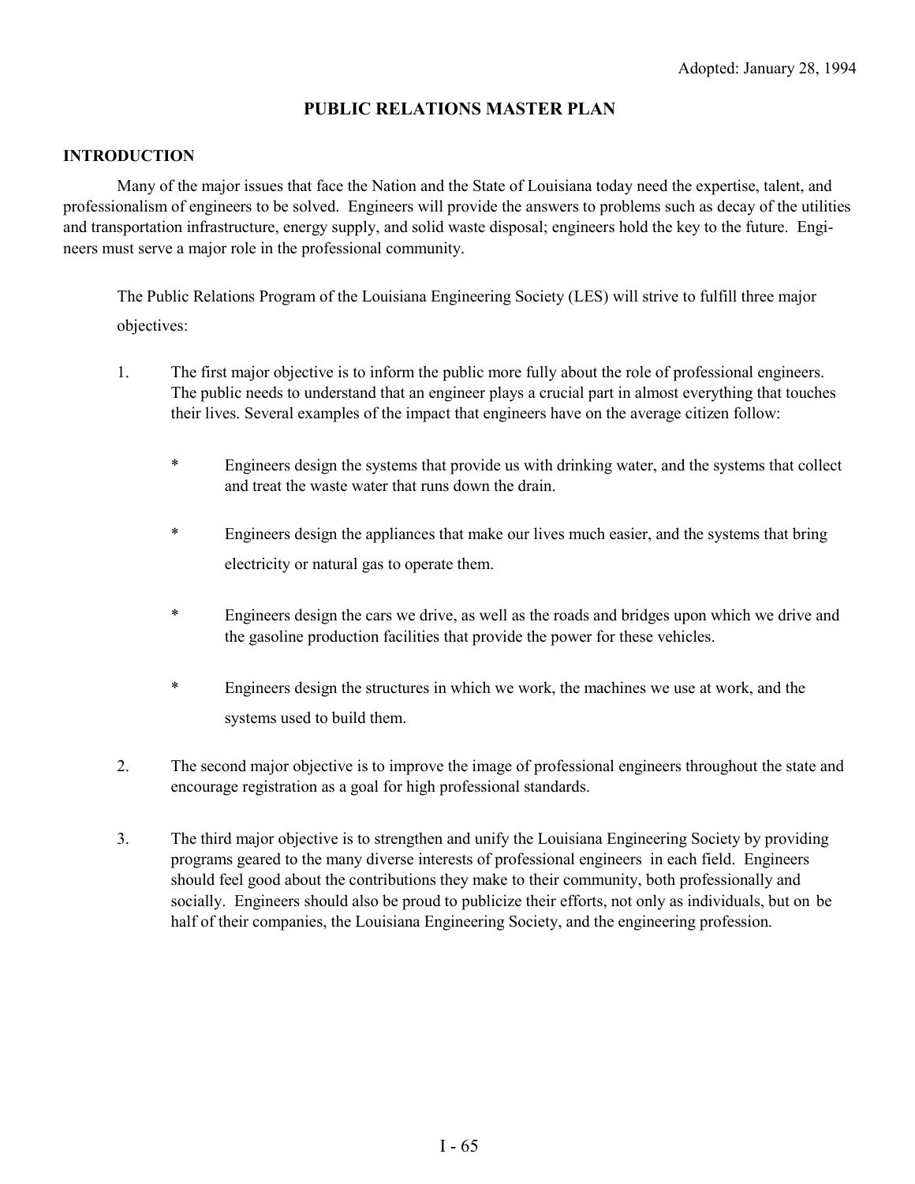Adopted: January 28, 1994

# PUBLIC RELATIONS MASTER PLAN

## INTRODUCTION

Many of the major issues that face the Nation and the State of Louisiana today need the expertise, talent, and professionalism of engineers to be solved. Engineers will provide the answers to problems such as decay of the utilities and transportation infrastructure, energy supply, and solid waste disposal; engineers hold the key to the future. Engineers must serve a major role in the professional community.

The Public Relations Program of the Louisiana Engineering Society (LES) will strive to fulfill three major objectives:

1. The first major objective is to inform the public more fully about the role of professional engineers. The public needs to understand that an engineer plays a crucial part in almost everything that touches their lives. Several examples of the impact that engineers have on the average citizen follow:

   * Engineers design the systems that provide us with drinking water, and the systems that collect and treat the waste water that runs down the drain.

   * Engineers design the appliances that make our lives much easier, and the systems that bring electricity or natural gas to operate them.

   * Engineers design the cars we drive, as well as the roads and bridges upon which we drive and the gasoline production facilities that provide the power for these vehicles.

   * Engineers design the structures in which we work, the machines we use at work, and the systems used to build them.

2. The second major objective is to improve the image of professional engineers throughout the state and encourage registration as a goal for high professional standards.

3. The third major objective is to strengthen and unify the Louisiana Engineering Society by providing programs geared to the many diverse interests of professional engineers in each field. Engineers should feel good about the contributions they make to their community, both professionally and socially. Engineers should also be proud to publicize their efforts, not only as individuals, but on be half of their companies, the Louisiana Engineering Society, and the engineering profession.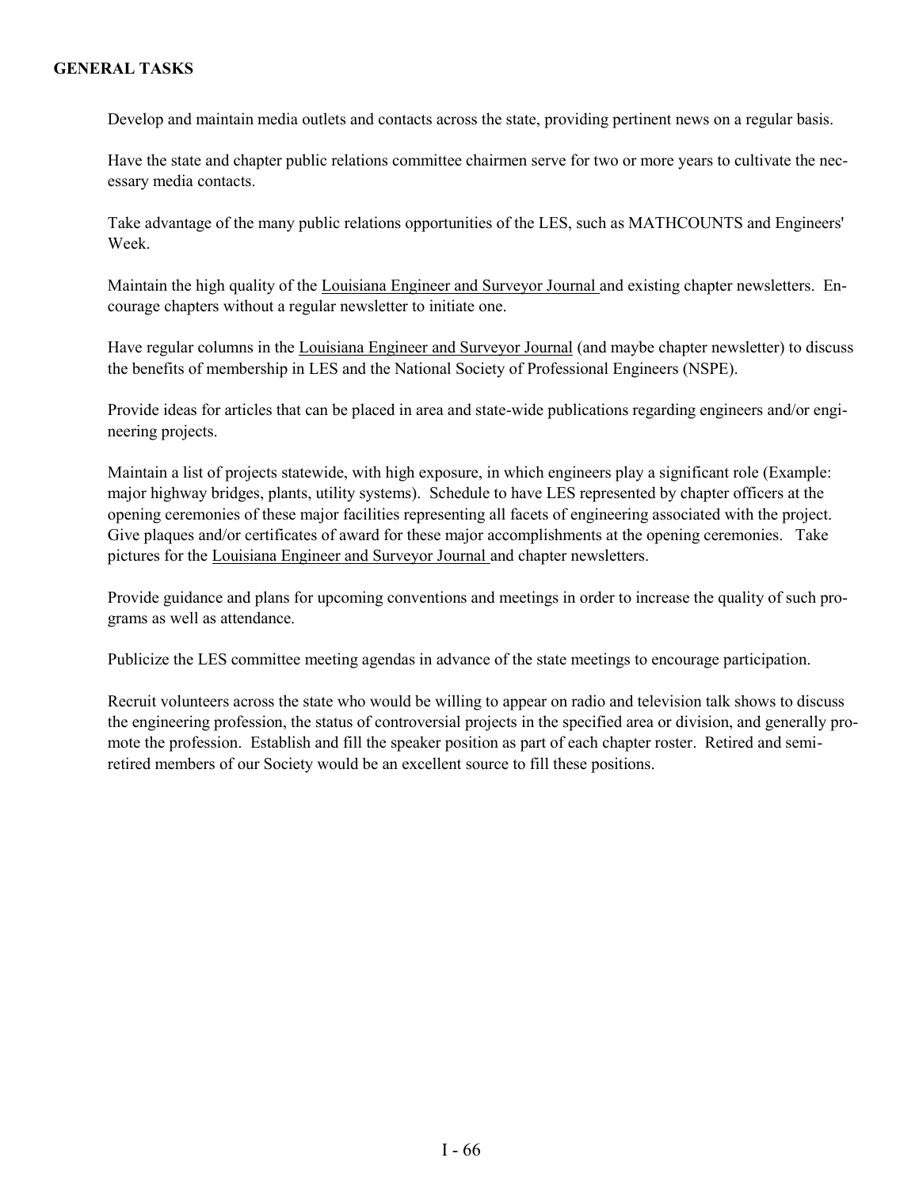## GENERAL TASKS

Develop and maintain media outlets and contacts across the state, providing pertinent news on a regular basis.

Have the state and chapter public relations committee chairmen serve for two or more years to cultivate the necessary media contacts.

Take advantage of the many public relations opportunities of the LES, such as MATHCOUNTS and Engineers' Week.

Maintain the high quality of the Louisiana Engineer and Surveyor Journal and existing chapter newsletters. Encourage chapters without a regular newsletter to initiate one.

Have regular columns in the Louisiana Engineer and Surveyor Journal (and maybe chapter newsletter) to discuss the benefits of membership in LES and the National Society of Professional Engineers (NSPE).

Provide ideas for articles that can be placed in area and state-wide publications regarding engineers and/or engineering projects.

Maintain a list of projects statewide, with high exposure, in which engineers play a significant role (Example: major highway bridges, plants, utility systems). Schedule to have LES represented by chapter officers at the opening ceremonies of these major facilities representing all facets of engineering associated with the project. Give plaques and/or certificates of award for these major accomplishments at the opening ceremonies. Take pictures for the Louisiana Engineer and Surveyor Journal and chapter newsletters.

Provide guidance and plans for upcoming conventions and meetings in order to increase the quality of such programs as well as attendance.

Publicize the LES committee meeting agendas in advance of the state meetings to encourage participation.

Recruit volunteers across the state who would be willing to appear on radio and television talk shows to discuss the engineering profession, the status of controversial projects in the specified area or division, and generally promote the profession. Establish and fill the speaker position as part of each chapter roster. Retired and semi-retired members of our Society would be an excellent source to fill these positions.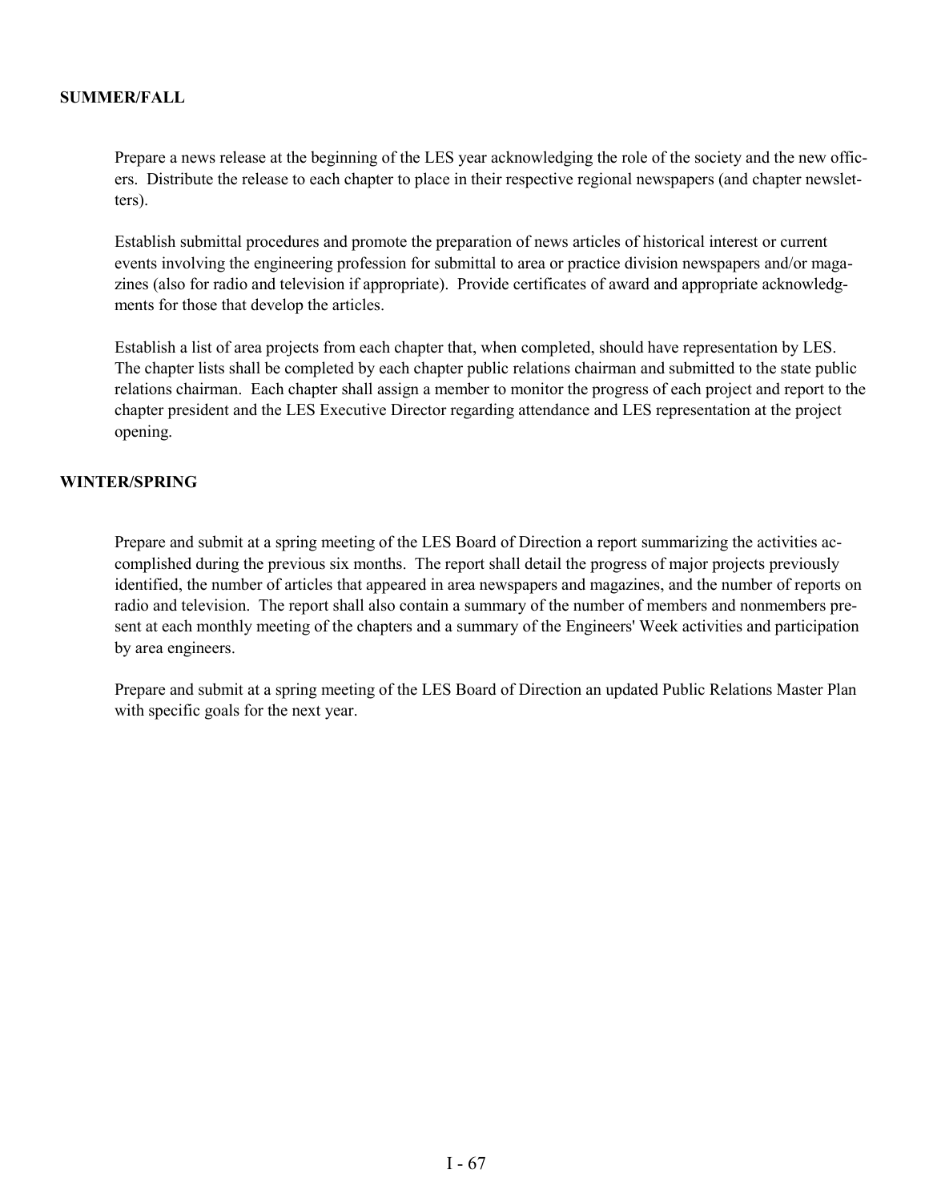### SUMMER/FALL

Prepare a news release at the beginning of the LES year acknowledging the role of the society and the new officers. Distribute the release to each chapter to place in their respective regional newspapers (and chapter newsletters).

Establish submittal procedures and promote the preparation of news articles of historical interest or current events involving the engineering profession for submittal to area or practice division newspapers and/or magazines (also for radio and television if appropriate). Provide certificates of award and appropriate acknowledgments for those that develop the articles.

Establish a list of area projects from each chapter that, when completed, should have representation by LES. The chapter lists shall be completed by each chapter public relations chairman and submitted to the state public relations chairman. Each chapter shall assign a member to monitor the progress of each project and report to the chapter president and the LES Executive Director regarding attendance and LES representation at the project opening.

### WINTER/SPRING

Prepare and submit at a spring meeting of the LES Board of Direction a report summarizing the activities accomplished during the previous six months. The report shall detail the progress of major projects previously identified, the number of articles that appeared in area newspapers and magazines, and the number of reports on radio and television. The report shall also contain a summary of the number of members and nonmembers present at each monthly meeting of the chapters and a summary of the Engineers' Week activities and participation by area engineers.

Prepare and submit at a spring meeting of the LES Board of Direction an updated Public Relations Master Plan with specific goals for the next year.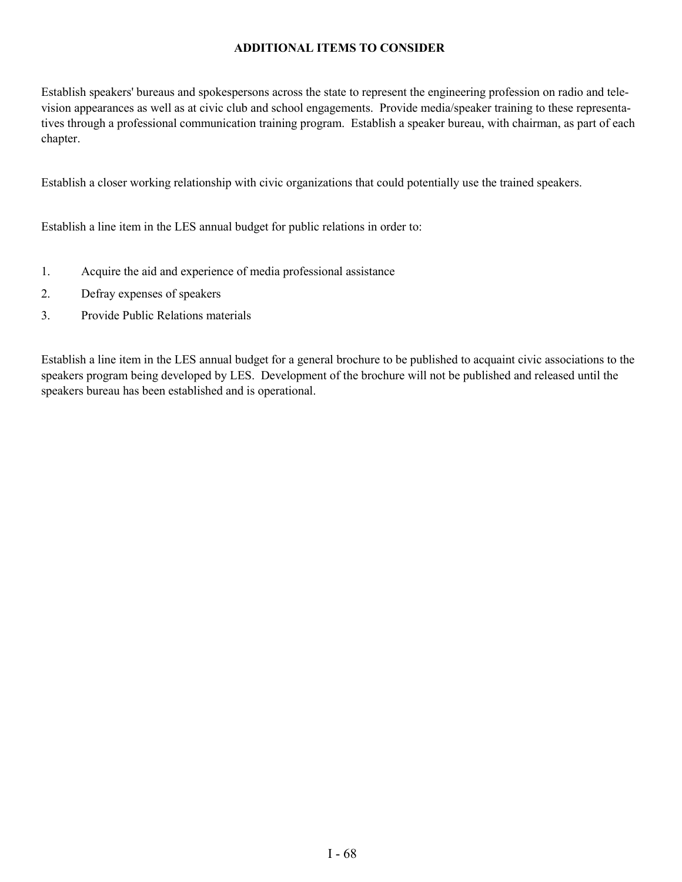## ADDITIONAL ITEMS TO CONSIDER

Establish speakers' bureaus and spokespersons across the state to represent the engineering profession on radio and television appearances as well as at civic club and school engagements. Provide media/speaker training to these representatives through a professional communication training program. Establish a speaker bureau, with chairman, as part of each chapter.

Establish a closer working relationship with civic organizations that could potentially use the trained speakers.

Establish a line item in the LES annual budget for public relations in order to:

1. Acquire the aid and experience of media professional assistance
2. Defray expenses of speakers
3. Provide Public Relations materials

Establish a line item in the LES annual budget for a general brochure to be published to acquaint civic associations to the speakers program being developed by LES. Development of the brochure will not be published and released until the speakers bureau has been established and is operational.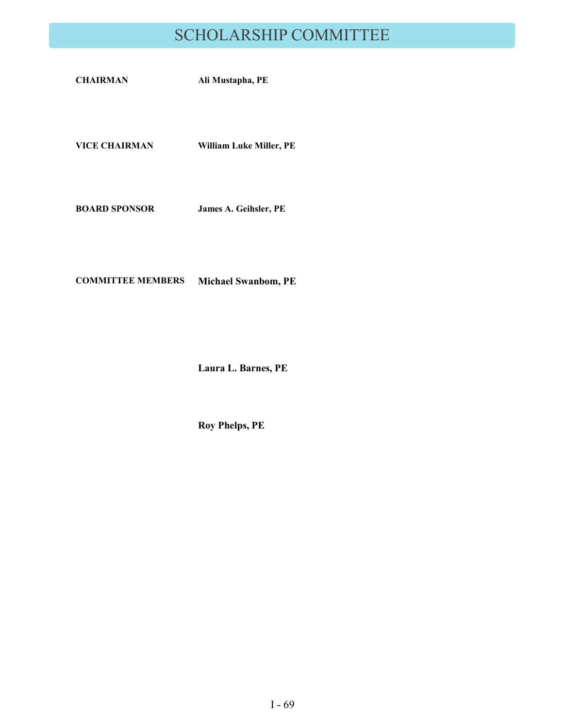# SCHOLARSHIP COMMITTEE

| | |
|---|---|
| **CHAIRMAN** | **Ali Mustapha, PE** |
| **VICE CHAIRMAN** | **William Luke Miller, PE** |
| **BOARD SPONSOR** | **James A. Geihsler, PE** |
| **COMMITTEE MEMBERS** | **Michael Swanbom, PE** |
| | **Laura L. Barnes, PE** |
| | **Roy Phelps, PE** |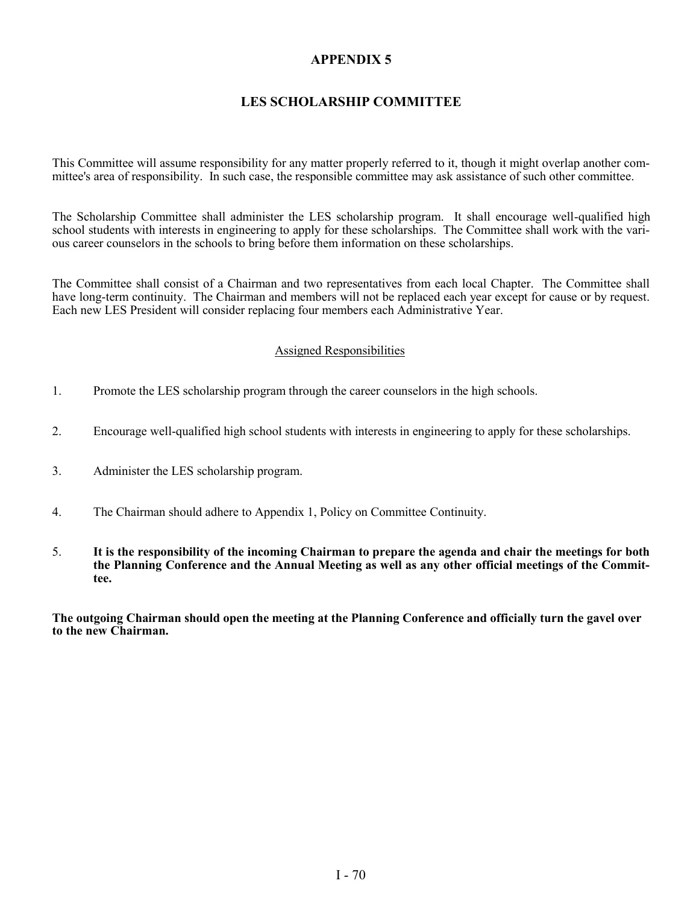# APPENDIX 5

## LES SCHOLARSHIP COMMITTEE

This Committee will assume responsibility for any matter properly referred to it, though it might overlap another committee's area of responsibility. In such case, the responsible committee may ask assistance of such other committee.

The Scholarship Committee shall administer the LES scholarship program. It shall encourage well-qualified high school students with interests in engineering to apply for these scholarships. The Committee shall work with the various career counselors in the schools to bring before them information on these scholarships.

The Committee shall consist of a Chairman and two representatives from each local Chapter. The Committee shall have long-term continuity. The Chairman and members will not be replaced each year except for cause or by request. Each new LES President will consider replacing four members each Administrative Year.

<u>Assigned Responsibilities</u>

1. Promote the LES scholarship program through the career counselors in the high schools.

2. Encourage well-qualified high school students with interests in engineering to apply for these scholarships.

3. Administer the LES scholarship program.

4. The Chairman should adhere to Appendix 1, Policy on Committee Continuity.

5. **It is the responsibility of the incoming Chairman to prepare the agenda and chair the meetings for both the Planning Conference and the Annual Meeting as well as any other official meetings of the Committee.**

**The outgoing Chairman should open the meeting at the Planning Conference and officially turn the gavel over to the new Chairman.**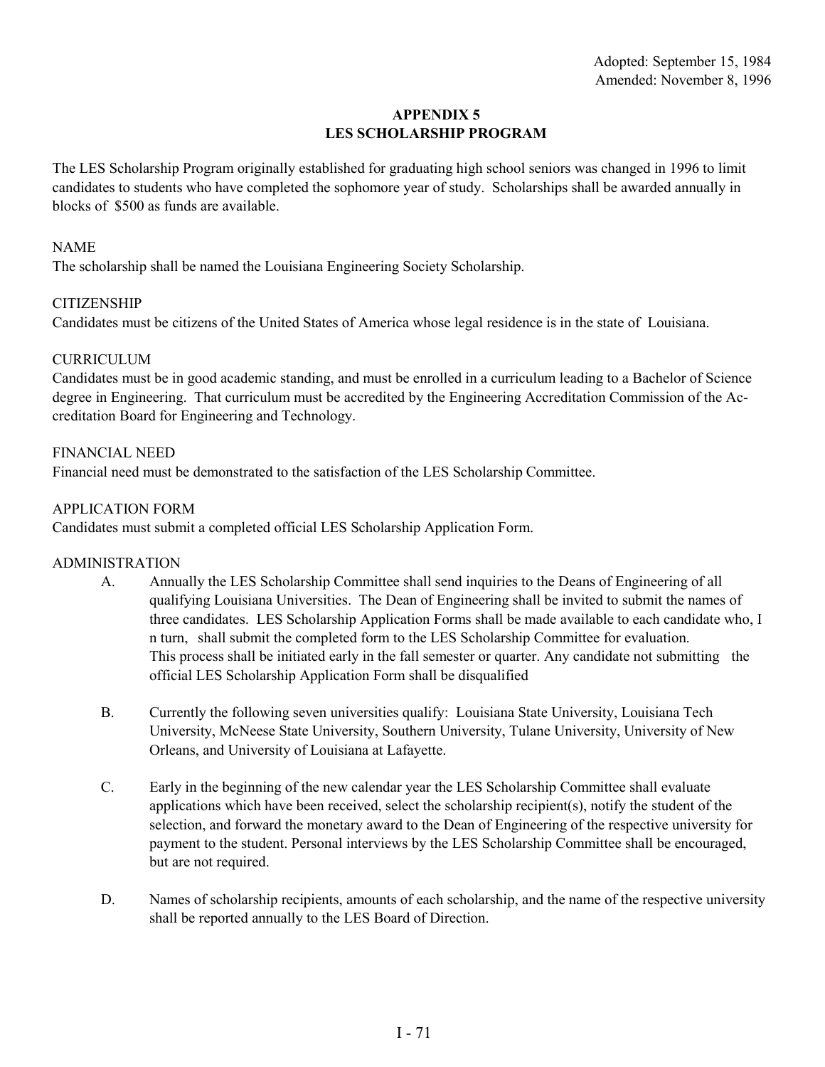Adopted: September 15, 1984
Amended: November 8, 1996

# APPENDIX 5
## LES SCHOLARSHIP PROGRAM

The LES Scholarship Program originally established for graduating high school seniors was changed in 1996 to limit candidates to students who have completed the sophomore year of study. Scholarships shall be awarded annually in blocks of $500 as funds are available.

NAME
The scholarship shall be named the Louisiana Engineering Society Scholarship.

CITIZENSHIP
Candidates must be citizens of the United States of America whose legal residence is in the state of Louisiana.

CURRICULUM
Candidates must be in good academic standing, and must be enrolled in a curriculum leading to a Bachelor of Science degree in Engineering. That curriculum must be accredited by the Engineering Accreditation Commission of the Accreditation Board for Engineering and Technology.

FINANCIAL NEED
Financial need must be demonstrated to the satisfaction of the LES Scholarship Committee.

APPLICATION FORM
Candidates must submit a completed official LES Scholarship Application Form.

ADMINISTRATION

A. Annually the LES Scholarship Committee shall send inquiries to the Deans of Engineering of all qualifying Louisiana Universities. The Dean of Engineering shall be invited to submit the names of three candidates. LES Scholarship Application Forms shall be made available to each candidate who, I n turn, shall submit the completed form to the LES Scholarship Committee for evaluation. This process shall be initiated early in the fall semester or quarter. Any candidate not submitting the official LES Scholarship Application Form shall be disqualified

B. Currently the following seven universities qualify: Louisiana State University, Louisiana Tech University, McNeese State University, Southern University, Tulane University, University of New Orleans, and University of Louisiana at Lafayette.

C. Early in the beginning of the new calendar year the LES Scholarship Committee shall evaluate applications which have been received, select the scholarship recipient(s), notify the student of the selection, and forward the monetary award to the Dean of Engineering of the respective university for payment to the student. Personal interviews by the LES Scholarship Committee shall be encouraged, but are not required.

D. Names of scholarship recipients, amounts of each scholarship, and the name of the respective university shall be reported annually to the LES Board of Direction.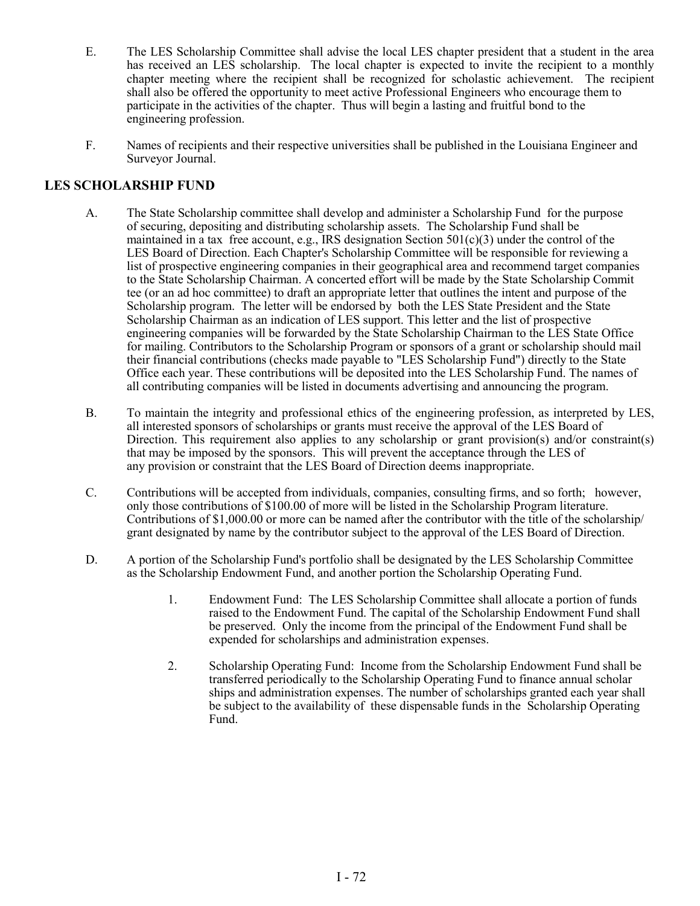E. The LES Scholarship Committee shall advise the local LES chapter president that a student in the area has received an LES scholarship. The local chapter is expected to invite the recipient to a monthly chapter meeting where the recipient shall be recognized for scholastic achievement. The recipient shall also be offered the opportunity to meet active Professional Engineers who encourage them to participate in the activities of the chapter. Thus will begin a lasting and fruitful bond to the engineering profession.

F. Names of recipients and their respective universities shall be published in the Louisiana Engineer and Surveyor Journal.

## LES SCHOLARSHIP FUND

A. The State Scholarship committee shall develop and administer a Scholarship Fund for the purpose of securing, depositing and distributing scholarship assets. The Scholarship Fund shall be maintained in a tax free account, e.g., IRS designation Section 501(c)(3) under the control of the LES Board of Direction. Each Chapter's Scholarship Committee will be responsible for reviewing a list of prospective engineering companies in their geographical area and recommend target companies to the State Scholarship Chairman. A concerted effort will be made by the State Scholarship Commit tee (or an ad hoc committee) to draft an appropriate letter that outlines the intent and purpose of the Scholarship program. The letter will be endorsed by both the LES State President and the State Scholarship Chairman as an indication of LES support. This letter and the list of prospective engineering companies will be forwarded by the State Scholarship Chairman to the LES State Office for mailing. Contributors to the Scholarship Program or sponsors of a grant or scholarship should mail their financial contributions (checks made payable to "LES Scholarship Fund") directly to the State Office each year. These contributions will be deposited into the LES Scholarship Fund. The names of all contributing companies will be listed in documents advertising and announcing the program.

B. To maintain the integrity and professional ethics of the engineering profession, as interpreted by LES, all interested sponsors of scholarships or grants must receive the approval of the LES Board of Direction. This requirement also applies to any scholarship or grant provision(s) and/or constraint(s) that may be imposed by the sponsors. This will prevent the acceptance through the LES of any provision or constraint that the LES Board of Direction deems inappropriate.

C. Contributions will be accepted from individuals, companies, consulting firms, and so forth; however, only those contributions of $100.00 of more will be listed in the Scholarship Program literature. Contributions of $1,000.00 or more can be named after the contributor with the title of the scholarship/ grant designated by name by the contributor subject to the approval of the LES Board of Direction.

D. A portion of the Scholarship Fund's portfolio shall be designated by the LES Scholarship Committee as the Scholarship Endowment Fund, and another portion the Scholarship Operating Fund.

1. Endowment Fund: The LES Scholarship Committee shall allocate a portion of funds raised to the Endowment Fund. The capital of the Scholarship Endowment Fund shall be preserved. Only the income from the principal of the Endowment Fund shall be expended for scholarships and administration expenses.

2. Scholarship Operating Fund: Income from the Scholarship Endowment Fund shall be transferred periodically to the Scholarship Operating Fund to finance annual scholar ships and administration expenses. The number of scholarships granted each year shall be subject to the availability of these dispensable funds in the Scholarship Operating Fund.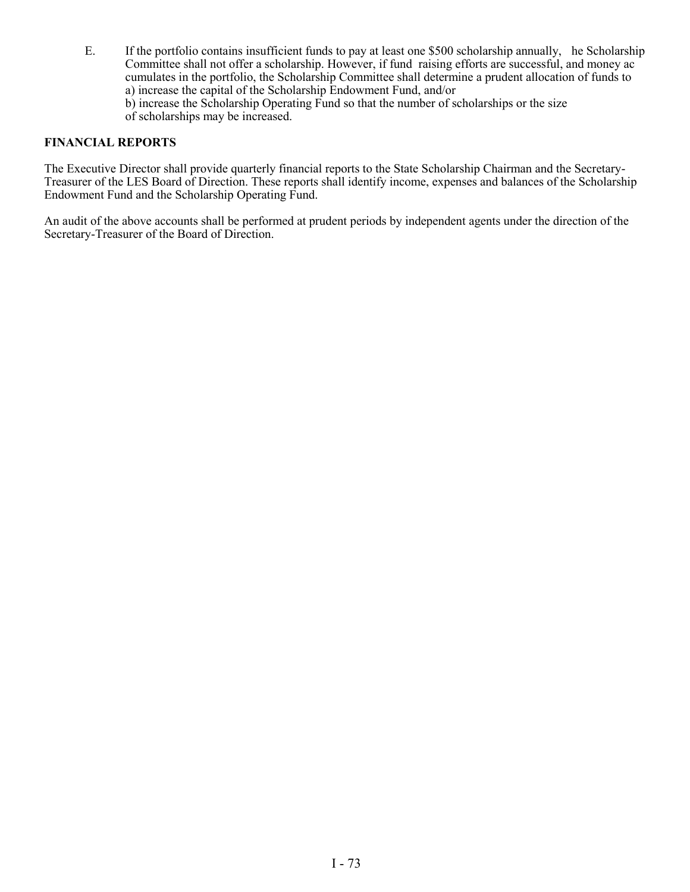E. If the portfolio contains insufficient funds to pay at least one $500 scholarship annually, he Scholarship Committee shall not offer a scholarship. However, if fund raising efforts are successful, and money ac cumulates in the portfolio, the Scholarship Committee shall determine a prudent allocation of funds to
a) increase the capital of the Scholarship Endowment Fund, and/or
b) increase the Scholarship Operating Fund so that the number of scholarships or the size of scholarships may be increased.

**FINANCIAL REPORTS**

The Executive Director shall provide quarterly financial reports to the State Scholarship Chairman and the Secretary-Treasurer of the LES Board of Direction. These reports shall identify income, expenses and balances of the Scholarship Endowment Fund and the Scholarship Operating Fund.

An audit of the above accounts shall be performed at prudent periods by independent agents under the direction of the Secretary-Treasurer of the Board of Direction.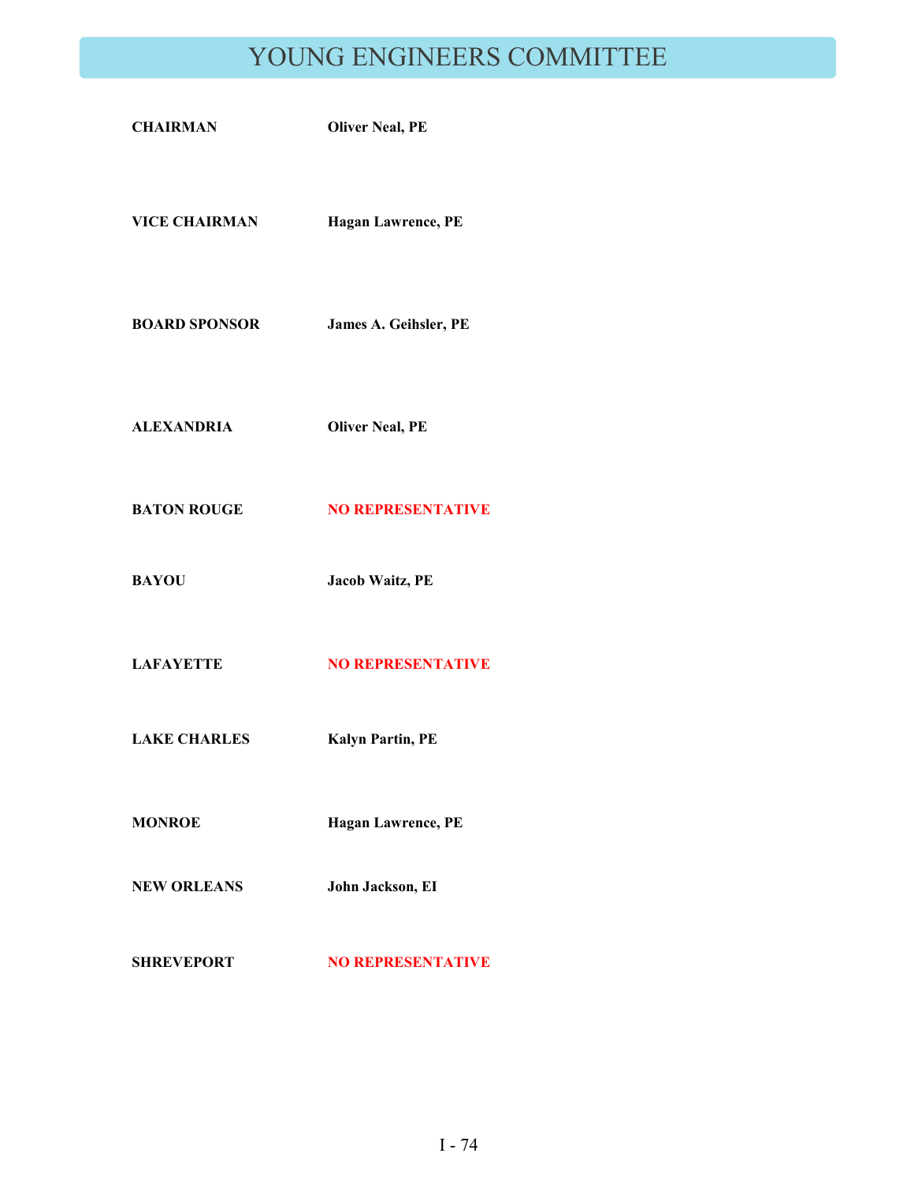# YOUNG ENGINEERS COMMITTEE

| | |
|---|---|
| **CHAIRMAN** | **Oliver Neal, PE** |
| **VICE CHAIRMAN** | **Hagan Lawrence, PE** |
| **BOARD SPONSOR** | **James A. Geihsler, PE** |
| **ALEXANDRIA** | **Oliver Neal, PE** |
| **BATON ROUGE** | **NO REPRESENTATIVE** |
| **BAYOU** | **Jacob Waitz, PE** |
| **LAFAYETTE** | **NO REPRESENTATIVE** |
| **LAKE CHARLES** | **Kalyn Partin, PE** |
| **MONROE** | **Hagan Lawrence, PE** |
| **NEW ORLEANS** | **John Jackson, EI** |
| **SHREVEPORT** | **NO REPRESENTATIVE** |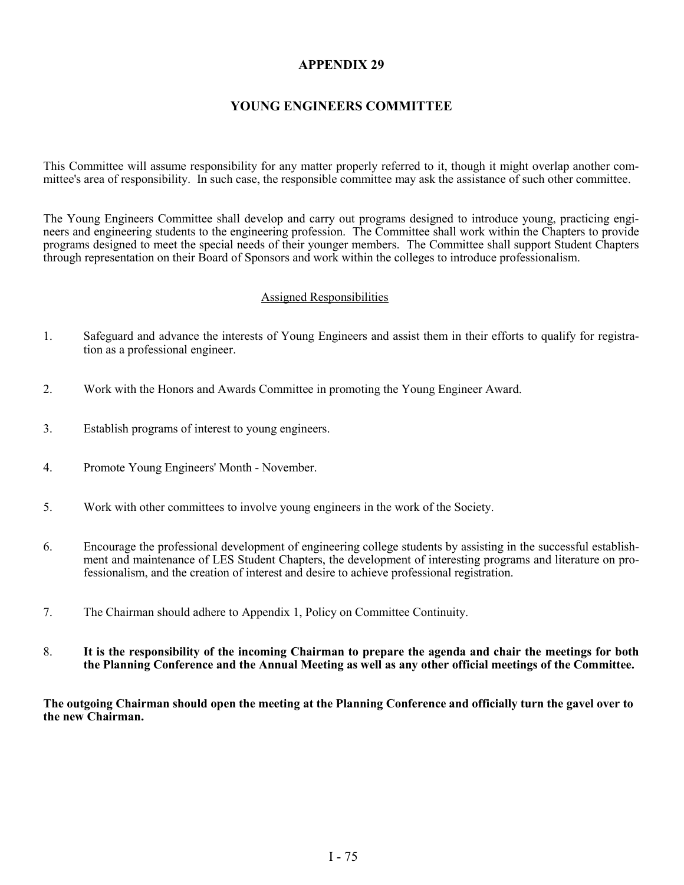# APPENDIX 29

## YOUNG ENGINEERS COMMITTEE

This Committee will assume responsibility for any matter properly referred to it, though it might overlap another committee's area of responsibility. In such case, the responsible committee may ask the assistance of such other committee.

The Young Engineers Committee shall develop and carry out programs designed to introduce young, practicing engineers and engineering students to the engineering profession. The Committee shall work within the Chapters to provide programs designed to meet the special needs of their younger members. The Committee shall support Student Chapters through representation on their Board of Sponsors and work within the colleges to introduce professionalism.

### Assigned Responsibilities

1. Safeguard and advance the interests of Young Engineers and assist them in their efforts to qualify for registration as a professional engineer.

2. Work with the Honors and Awards Committee in promoting the Young Engineer Award.

3. Establish programs of interest to young engineers.

4. Promote Young Engineers' Month - November.

5. Work with other committees to involve young engineers in the work of the Society.

6. Encourage the professional development of engineering college students by assisting in the successful establishment and maintenance of LES Student Chapters, the development of interesting programs and literature on professionalism, and the creation of interest and desire to achieve professional registration.

7. The Chairman should adhere to Appendix 1, Policy on Committee Continuity.

8. **It is the responsibility of the incoming Chairman to prepare the agenda and chair the meetings for both the Planning Conference and the Annual Meeting as well as any other official meetings of the Committee.**

**The outgoing Chairman should open the meeting at the Planning Conference and officially turn the gavel over to the new Chairman.**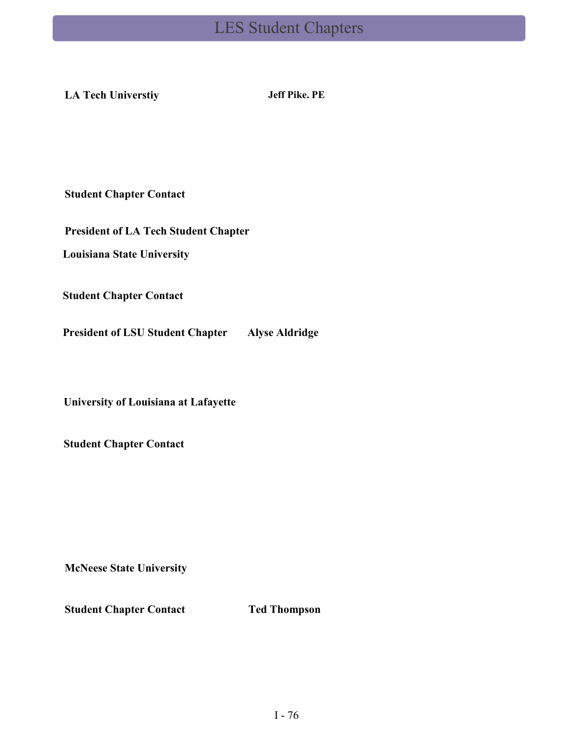# LES Student Chapters

**LA Tech Universtiy** **Jeff Pike. PE**

**Student Chapter Contact**

**President of LA Tech Student Chapter**

**Louisiana State University**

**Student Chapter Contact**

**President of LSU Student Chapter** **Alyse Aldridge**

**University of Louisiana at Lafayette**

**Student Chapter Contact**

**McNeese State University**

**Student Chapter Contact** **Ted Thompson**